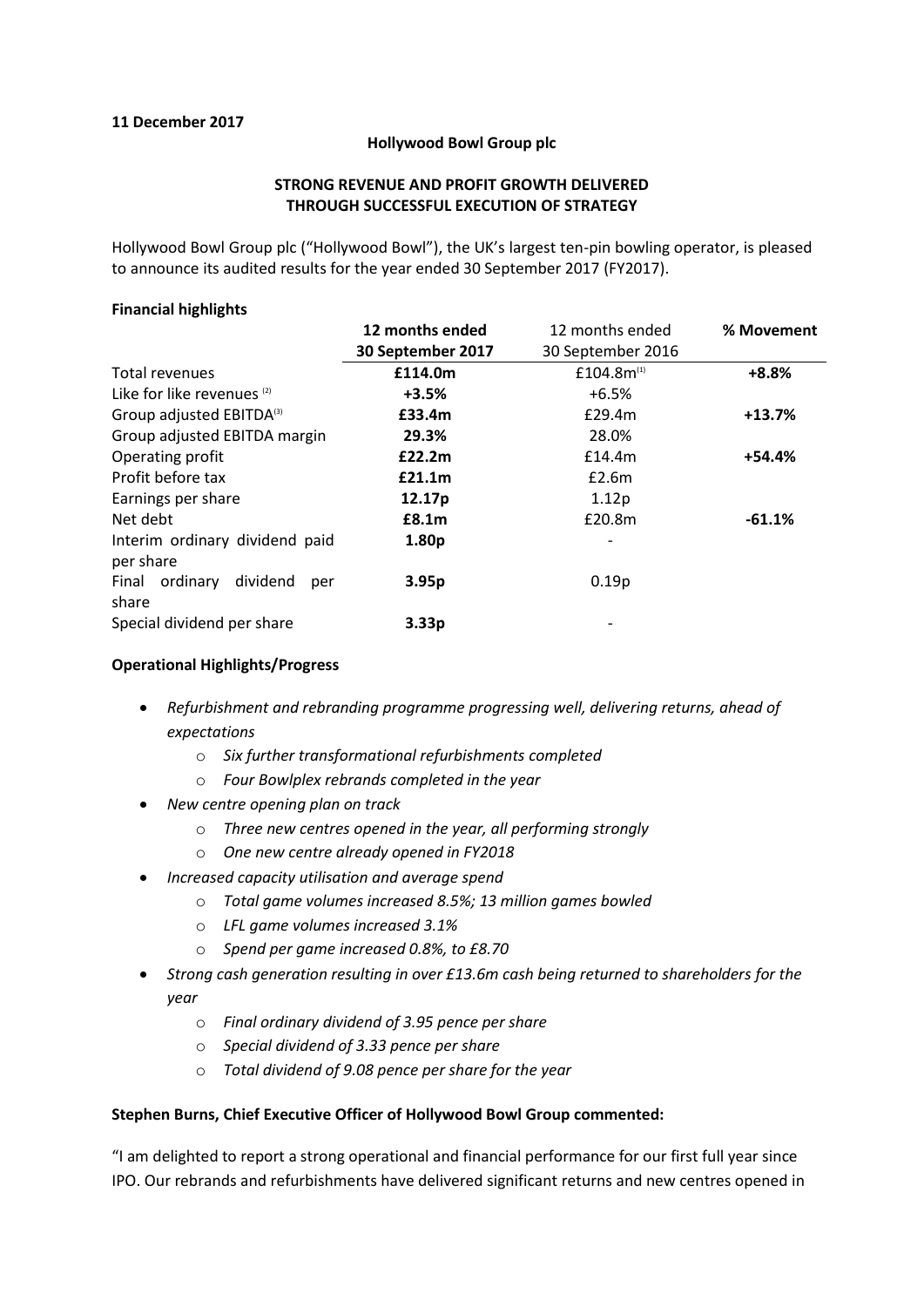**11 December 2017**

**Hollywood Bowl Group plc**

**STRONG REVENUE AND PROFIT GROWTH DELIVERED THROUGH SUCCESSFUL EXECUTION OF STRATEGY**

Hollywood Bowl Group plc ("Hollywood Bowl"), the UK's largest ten-pin bowling operator, is pleased to announce its audited results for the year ended 30 September 2017 (FY2017).

**Financial highlights**

| | **12 months ended 30 September 2017** | 12 months ended 30 September 2016 | **% Movement** |
|---|---|---|---|
| Total revenues | **£114.0m** | £104.8m[1] | **+8.8%** |
| Like for like revenues [2] | **+3.5%** | +6.5% | |
| Group adjusted EBITDA[3] | **£33.4m** | £29.4m | **+13.7%** |
| Group adjusted EBITDA margin | **29.3%** | 28.0% | |
| Operating profit | **£22.2m** | £14.4m | **+54.4%** |
| Profit before tax | **£21.1m** | £2.6m | |
| Earnings per share | **12.17p** | 1.12p | |
| Net debt | **£8.1m** | £20.8m | **-61.1%** |
| Interim ordinary dividend paid per share | **1.80p** | - | |
| Final ordinary dividend per share | **3.95p** | 0.19p | |
| Special dividend per share | **3.33p** | - | |

**Operational Highlights/Progress**

- *Refurbishment and rebranding programme progressing well, delivering returns, ahead of expectations*
  - *Six further transformational refurbishments completed*
  - *Four Bowlplex rebrands completed in the year*
- *New centre opening plan on track*
  - *Three new centres opened in the year, all performing strongly*
  - *One new centre already opened in FY2018*
- *Increased capacity utilisation and average spend*
  - *Total game volumes increased 8.5%; 13 million games bowled*
  - *LFL game volumes increased 3.1%*
  - *Spend per game increased 0.8%, to £8.70*
- *Strong cash generation resulting in over £13.6m cash being returned to shareholders for the year*
  - *Final ordinary dividend of 3.95 pence per share*
  - *Special dividend of 3.33 pence per share*
  - *Total dividend of 9.08 pence per share for the year*

**Stephen Burns, Chief Executive Officer of Hollywood Bowl Group commented:**

"I am delighted to report a strong operational and financial performance for our first full year since IPO. Our rebrands and refurbishments have delivered significant returns and new centres opened in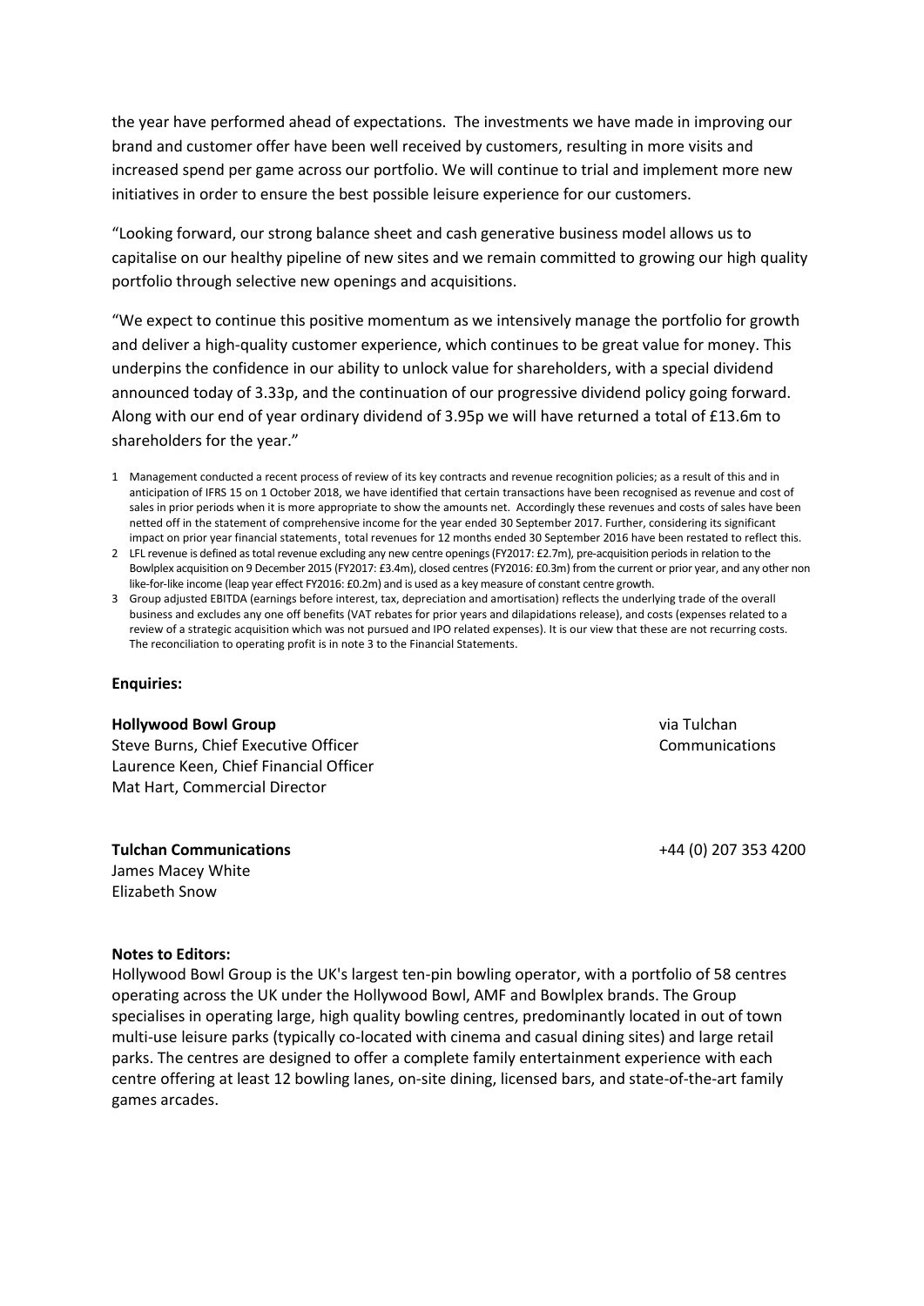the year have performed ahead of expectations. The investments we have made in improving our brand and customer offer have been well received by customers, resulting in more visits and increased spend per game across our portfolio. We will continue to trial and implement more new initiatives in order to ensure the best possible leisure experience for our customers.

"Looking forward, our strong balance sheet and cash generative business model allows us to capitalise on our healthy pipeline of new sites and we remain committed to growing our high quality portfolio through selective new openings and acquisitions.

"We expect to continue this positive momentum as we intensively manage the portfolio for growth and deliver a high-quality customer experience, which continues to be great value for money. This underpins the confidence in our ability to unlock value for shareholders, with a special dividend announced today of 3.33p, and the continuation of our progressive dividend policy going forward. Along with our end of year ordinary dividend of 3.95p we will have returned a total of £13.6m to shareholders for the year."

1 Management conducted a recent process of review of its key contracts and revenue recognition policies; as a result of this and in anticipation of IFRS 15 on 1 October 2018, we have identified that certain transactions have been recognised as revenue and cost of sales in prior periods when it is more appropriate to show the amounts net. Accordingly these revenues and costs of sales have been netted off in the statement of comprehensive income for the year ended 30 September 2017. Further, considering its significant impact on prior year financial statements, total revenues for 12 months ended 30 September 2016 have been restated to reflect this.

2 LFL revenue is defined as total revenue excluding any new centre openings (FY2017: £2.7m), pre-acquisition periods in relation to the Bowlplex acquisition on 9 December 2015 (FY2017: £3.4m), closed centres (FY2016: £0.3m) from the current or prior year, and any other non like-for-like income (leap year effect FY2016: £0.2m) and is used as a key measure of constant centre growth.

3 Group adjusted EBITDA (earnings before interest, tax, depreciation and amortisation) reflects the underlying trade of the overall business and excludes any one off benefits (VAT rebates for prior years and dilapidations release), and costs (expenses related to a review of a strategic acquisition which was not pursued and IPO related expenses). It is our view that these are not recurring costs. The reconciliation to operating profit is in note 3 to the Financial Statements.

**Enquiries:**

**Hollywood Bowl Group** — via Tulchan Communications

Steve Burns, Chief Executive Officer
Laurence Keen, Chief Financial Officer
Mat Hart, Commercial Director

**Tulchan Communications** — +44 (0) 207 353 4200

James Macey White
Elizabeth Snow

**Notes to Editors:**

Hollywood Bowl Group is the UK's largest ten-pin bowling operator, with a portfolio of 58 centres operating across the UK under the Hollywood Bowl, AMF and Bowlplex brands. The Group specialises in operating large, high quality bowling centres, predominantly located in out of town multi-use leisure parks (typically co-located with cinema and casual dining sites) and large retail parks. The centres are designed to offer a complete family entertainment experience with each centre offering at least 12 bowling lanes, on-site dining, licensed bars, and state-of-the-art family games arcades.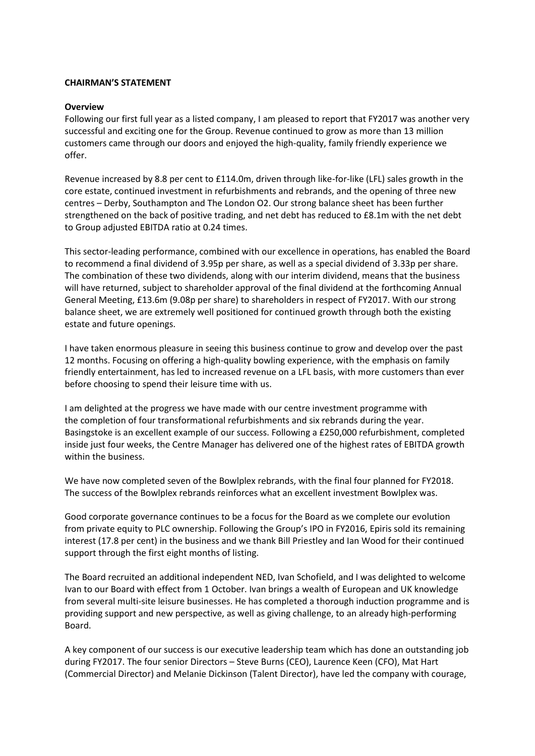**CHAIRMAN'S STATEMENT**

**Overview**

Following our first full year as a listed company, I am pleased to report that FY2017 was another very successful and exciting one for the Group. Revenue continued to grow as more than 13 million customers came through our doors and enjoyed the high-quality, family friendly experience we offer.

Revenue increased by 8.8 per cent to £114.0m, driven through like-for-like (LFL) sales growth in the core estate, continued investment in refurbishments and rebrands, and the opening of three new centres – Derby, Southampton and The London O2. Our strong balance sheet has been further strengthened on the back of positive trading, and net debt has reduced to £8.1m with the net debt to Group adjusted EBITDA ratio at 0.24 times.

This sector-leading performance, combined with our excellence in operations, has enabled the Board to recommend a final dividend of 3.95p per share, as well as a special dividend of 3.33p per share. The combination of these two dividends, along with our interim dividend, means that the business will have returned, subject to shareholder approval of the final dividend at the forthcoming Annual General Meeting, £13.6m (9.08p per share) to shareholders in respect of FY2017. With our strong balance sheet, we are extremely well positioned for continued growth through both the existing estate and future openings.

I have taken enormous pleasure in seeing this business continue to grow and develop over the past 12 months. Focusing on offering a high-quality bowling experience, with the emphasis on family friendly entertainment, has led to increased revenue on a LFL basis, with more customers than ever before choosing to spend their leisure time with us.

I am delighted at the progress we have made with our centre investment programme with the completion of four transformational refurbishments and six rebrands during the year. Basingstoke is an excellent example of our success. Following a £250,000 refurbishment, completed inside just four weeks, the Centre Manager has delivered one of the highest rates of EBITDA growth within the business.

We have now completed seven of the Bowlplex rebrands, with the final four planned for FY2018. The success of the Bowlplex rebrands reinforces what an excellent investment Bowlplex was.

Good corporate governance continues to be a focus for the Board as we complete our evolution from private equity to PLC ownership. Following the Group's IPO in FY2016, Epiris sold its remaining interest (17.8 per cent) in the business and we thank Bill Priestley and Ian Wood for their continued support through the first eight months of listing.

The Board recruited an additional independent NED, Ivan Schofield, and I was delighted to welcome Ivan to our Board with effect from 1 October. Ivan brings a wealth of European and UK knowledge from several multi-site leisure businesses. He has completed a thorough induction programme and is providing support and new perspective, as well as giving challenge, to an already high-performing Board.

A key component of our success is our executive leadership team which has done an outstanding job during FY2017. The four senior Directors – Steve Burns (CEO), Laurence Keen (CFO), Mat Hart (Commercial Director) and Melanie Dickinson (Talent Director), have led the company with courage,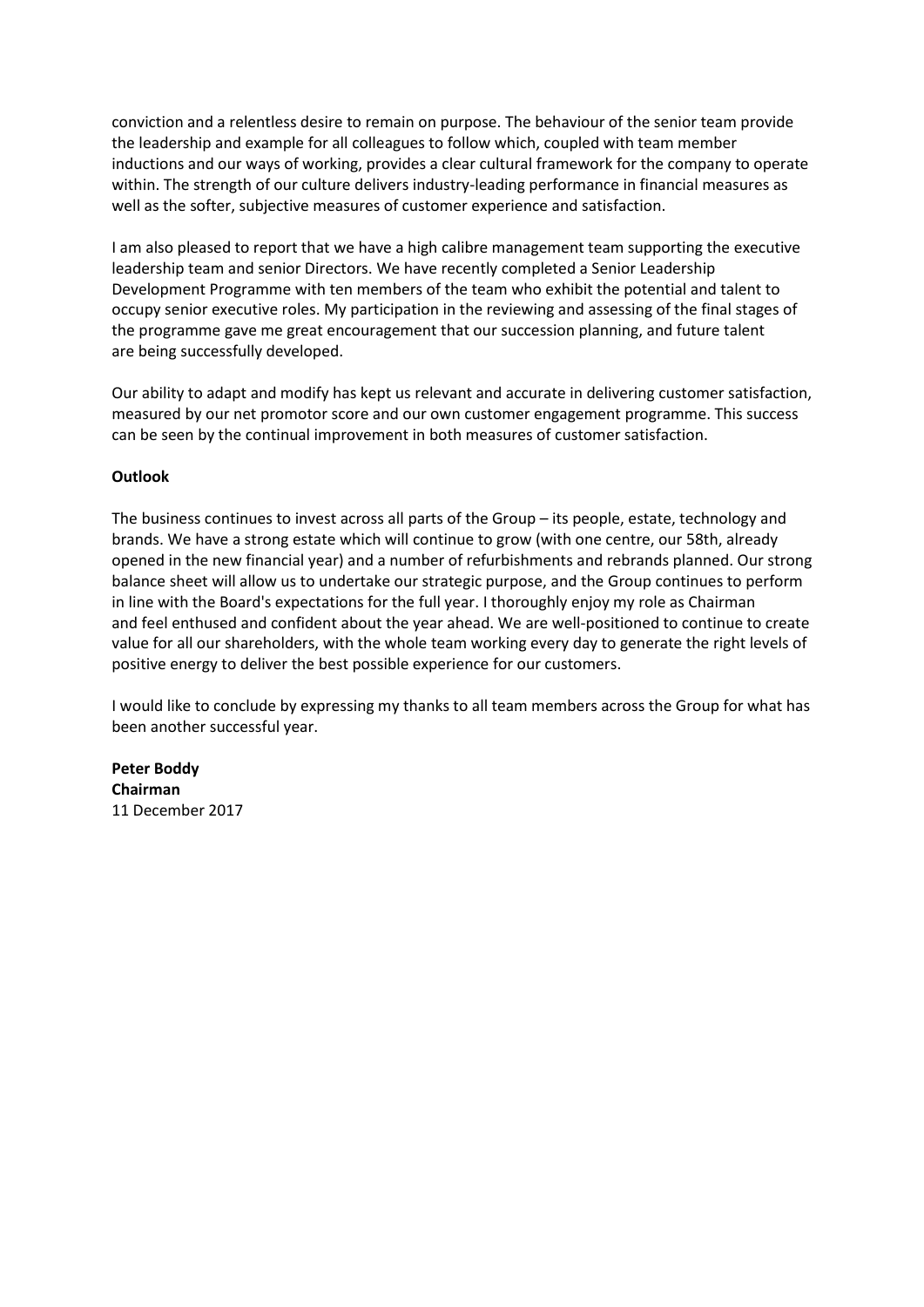conviction and a relentless desire to remain on purpose. The behaviour of the senior team provide the leadership and example for all colleagues to follow which, coupled with team member inductions and our ways of working, provides a clear cultural framework for the company to operate within. The strength of our culture delivers industry-leading performance in financial measures as well as the softer, subjective measures of customer experience and satisfaction.

I am also pleased to report that we have a high calibre management team supporting the executive leadership team and senior Directors. We have recently completed a Senior Leadership Development Programme with ten members of the team who exhibit the potential and talent to occupy senior executive roles. My participation in the reviewing and assessing of the final stages of the programme gave me great encouragement that our succession planning, and future talent are being successfully developed.

Our ability to adapt and modify has kept us relevant and accurate in delivering customer satisfaction, measured by our net promotor score and our own customer engagement programme. This success can be seen by the continual improvement in both measures of customer satisfaction.

**Outlook**

The business continues to invest across all parts of the Group – its people, estate, technology and brands. We have a strong estate which will continue to grow (with one centre, our 58th, already opened in the new financial year) and a number of refurbishments and rebrands planned. Our strong balance sheet will allow us to undertake our strategic purpose, and the Group continues to perform in line with the Board's expectations for the full year. I thoroughly enjoy my role as Chairman and feel enthused and confident about the year ahead. We are well-positioned to continue to create value for all our shareholders, with the whole team working every day to generate the right levels of positive energy to deliver the best possible experience for our customers.

I would like to conclude by expressing my thanks to all team members across the Group for what has been another successful year.

**Peter Boddy**
**Chairman**
11 December 2017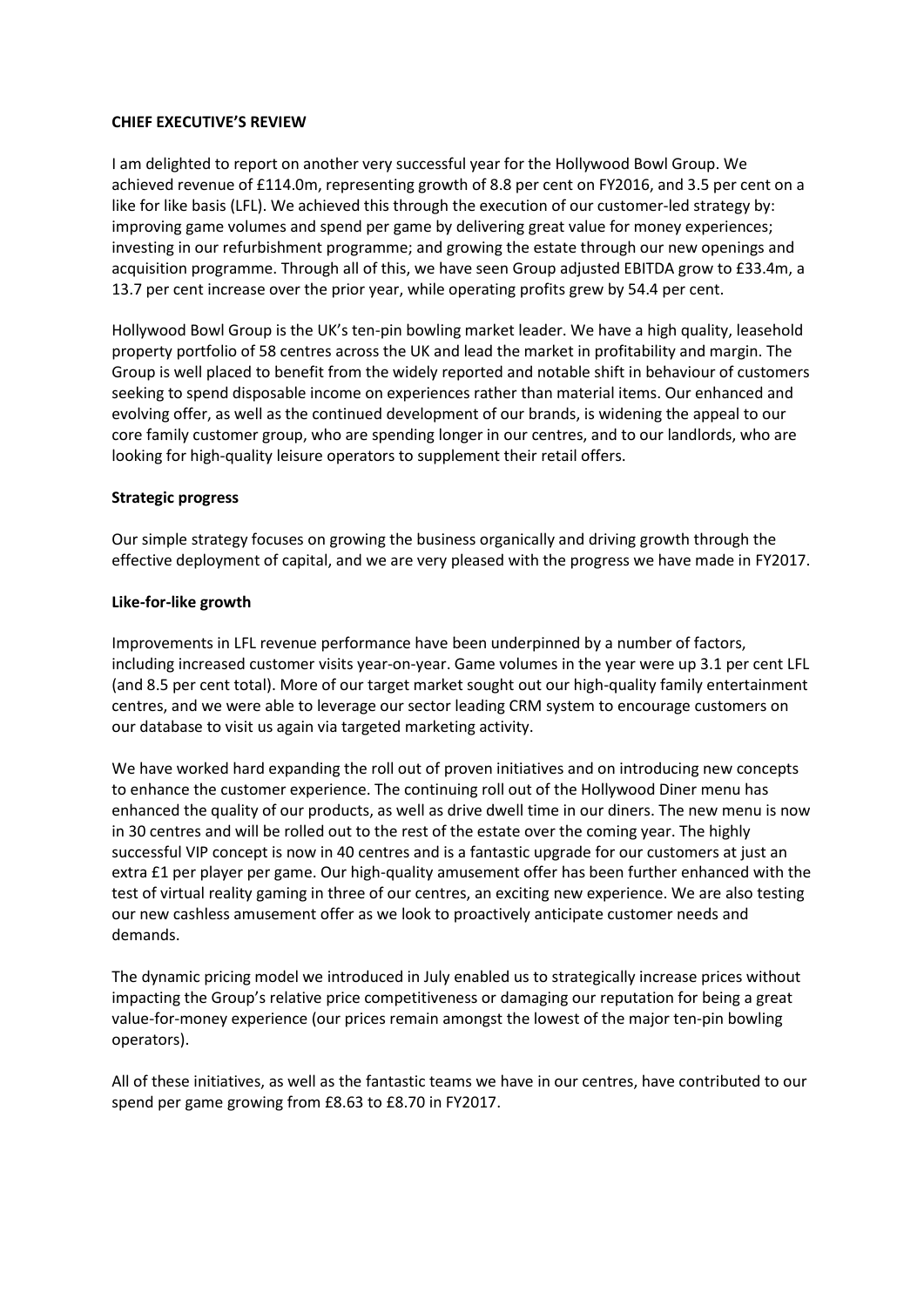**CHIEF EXECUTIVE'S REVIEW**

I am delighted to report on another very successful year for the Hollywood Bowl Group. We achieved revenue of £114.0m, representing growth of 8.8 per cent on FY2016, and 3.5 per cent on a like for like basis (LFL). We achieved this through the execution of our customer-led strategy by: improving game volumes and spend per game by delivering great value for money experiences; investing in our refurbishment programme; and growing the estate through our new openings and acquisition programme. Through all of this, we have seen Group adjusted EBITDA grow to £33.4m, a 13.7 per cent increase over the prior year, while operating profits grew by 54.4 per cent.

Hollywood Bowl Group is the UK's ten-pin bowling market leader. We have a high quality, leasehold property portfolio of 58 centres across the UK and lead the market in profitability and margin. The Group is well placed to benefit from the widely reported and notable shift in behaviour of customers seeking to spend disposable income on experiences rather than material items. Our enhanced and evolving offer, as well as the continued development of our brands, is widening the appeal to our core family customer group, who are spending longer in our centres, and to our landlords, who are looking for high-quality leisure operators to supplement their retail offers.

**Strategic progress**

Our simple strategy focuses on growing the business organically and driving growth through the effective deployment of capital, and we are very pleased with the progress we have made in FY2017.

**Like-for-like growth**

Improvements in LFL revenue performance have been underpinned by a number of factors, including increased customer visits year-on-year. Game volumes in the year were up 3.1 per cent LFL (and 8.5 per cent total). More of our target market sought out our high-quality family entertainment centres, and we were able to leverage our sector leading CRM system to encourage customers on our database to visit us again via targeted marketing activity.

We have worked hard expanding the roll out of proven initiatives and on introducing new concepts to enhance the customer experience. The continuing roll out of the Hollywood Diner menu has enhanced the quality of our products, as well as drive dwell time in our diners. The new menu is now in 30 centres and will be rolled out to the rest of the estate over the coming year. The highly successful VIP concept is now in 40 centres and is a fantastic upgrade for our customers at just an extra £1 per player per game. Our high-quality amusement offer has been further enhanced with the test of virtual reality gaming in three of our centres, an exciting new experience. We are also testing our new cashless amusement offer as we look to proactively anticipate customer needs and demands.

The dynamic pricing model we introduced in July enabled us to strategically increase prices without impacting the Group's relative price competitiveness or damaging our reputation for being a great value-for-money experience (our prices remain amongst the lowest of the major ten-pin bowling operators).

All of these initiatives, as well as the fantastic teams we have in our centres, have contributed to our spend per game growing from £8.63 to £8.70 in FY2017.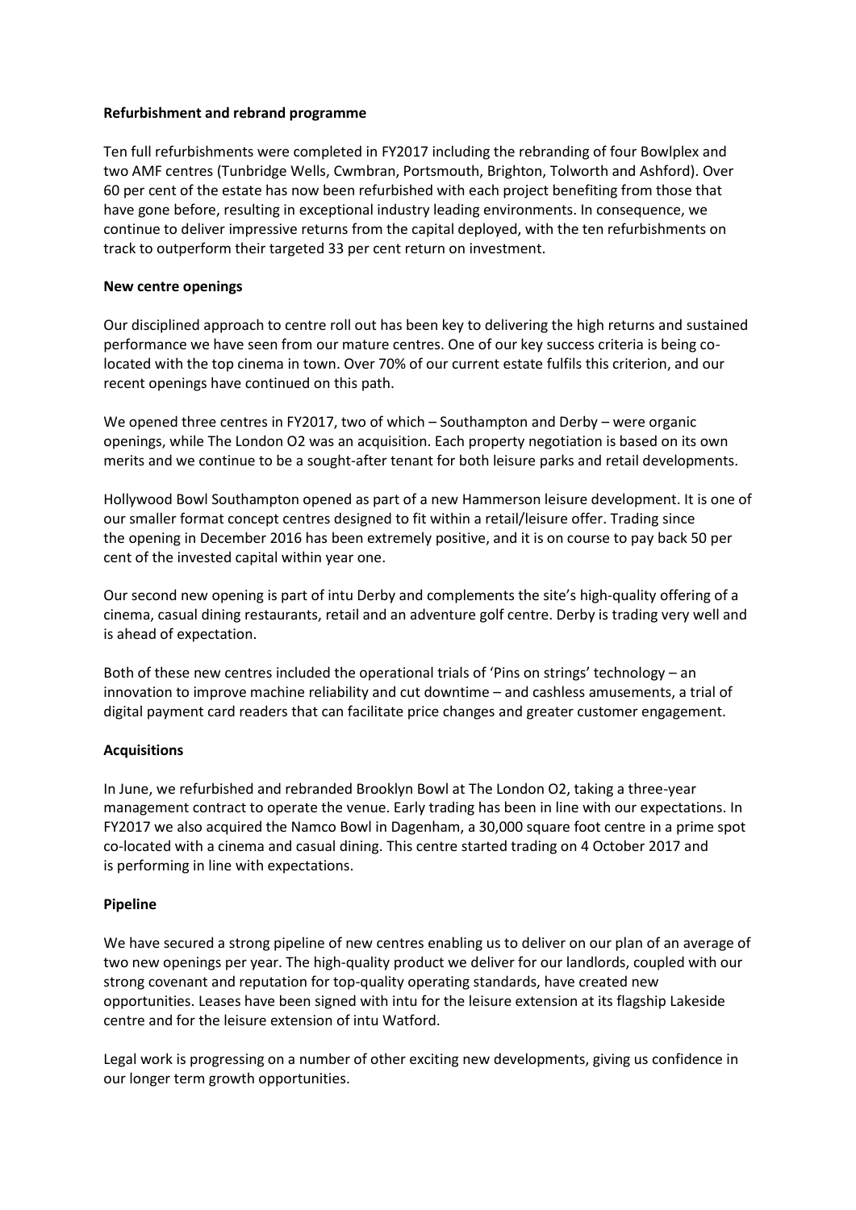**Refurbishment and rebrand programme**

Ten full refurbishments were completed in FY2017 including the rebranding of four Bowlplex and two AMF centres (Tunbridge Wells, Cwmbran, Portsmouth, Brighton, Tolworth and Ashford). Over 60 per cent of the estate has now been refurbished with each project benefiting from those that have gone before, resulting in exceptional industry leading environments. In consequence, we continue to deliver impressive returns from the capital deployed, with the ten refurbishments on track to outperform their targeted 33 per cent return on investment.

**New centre openings**

Our disciplined approach to centre roll out has been key to delivering the high returns and sustained performance we have seen from our mature centres. One of our key success criteria is being co-located with the top cinema in town. Over 70% of our current estate fulfils this criterion, and our recent openings have continued on this path.

We opened three centres in FY2017, two of which – Southampton and Derby – were organic openings, while The London O2 was an acquisition. Each property negotiation is based on its own merits and we continue to be a sought-after tenant for both leisure parks and retail developments.

Hollywood Bowl Southampton opened as part of a new Hammerson leisure development. It is one of our smaller format concept centres designed to fit within a retail/leisure offer. Trading since the opening in December 2016 has been extremely positive, and it is on course to pay back 50 per cent of the invested capital within year one.

Our second new opening is part of intu Derby and complements the site's high-quality offering of a cinema, casual dining restaurants, retail and an adventure golf centre. Derby is trading very well and is ahead of expectation.

Both of these new centres included the operational trials of 'Pins on strings' technology – an innovation to improve machine reliability and cut downtime – and cashless amusements, a trial of digital payment card readers that can facilitate price changes and greater customer engagement.

**Acquisitions**

In June, we refurbished and rebranded Brooklyn Bowl at The London O2, taking a three-year management contract to operate the venue. Early trading has been in line with our expectations. In FY2017 we also acquired the Namco Bowl in Dagenham, a 30,000 square foot centre in a prime spot co-located with a cinema and casual dining. This centre started trading on 4 October 2017 and is performing in line with expectations.

**Pipeline**

We have secured a strong pipeline of new centres enabling us to deliver on our plan of an average of two new openings per year. The high-quality product we deliver for our landlords, coupled with our strong covenant and reputation for top-quality operating standards, have created new opportunities. Leases have been signed with intu for the leisure extension at its flagship Lakeside centre and for the leisure extension of intu Watford.

Legal work is progressing on a number of other exciting new developments, giving us confidence in our longer term growth opportunities.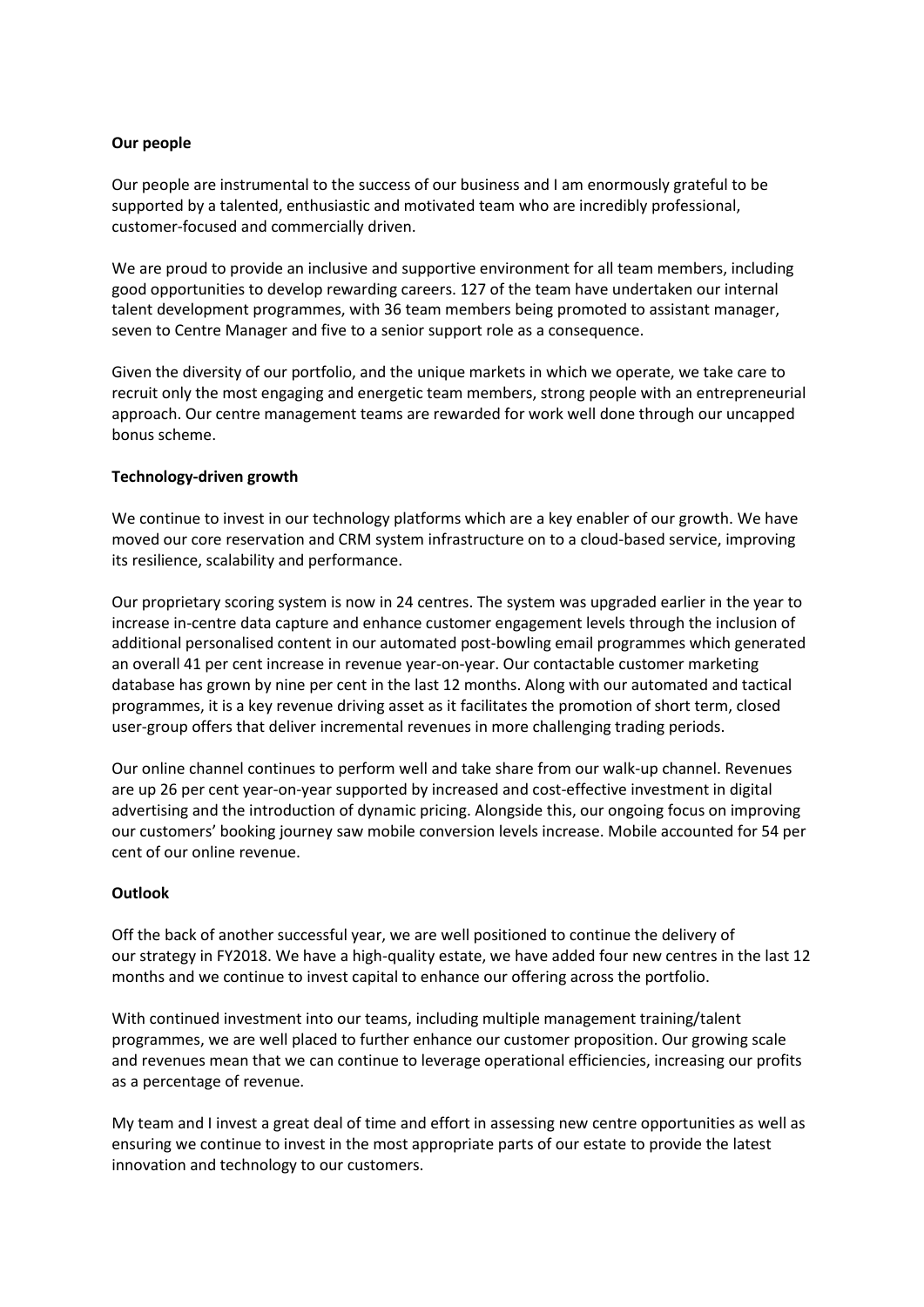**Our people**

Our people are instrumental to the success of our business and I am enormously grateful to be supported by a talented, enthusiastic and motivated team who are incredibly professional, customer-focused and commercially driven.

We are proud to provide an inclusive and supportive environment for all team members, including good opportunities to develop rewarding careers. 127 of the team have undertaken our internal talent development programmes, with 36 team members being promoted to assistant manager, seven to Centre Manager and five to a senior support role as a consequence.

Given the diversity of our portfolio, and the unique markets in which we operate, we take care to recruit only the most engaging and energetic team members, strong people with an entrepreneurial approach. Our centre management teams are rewarded for work well done through our uncapped bonus scheme.

**Technology-driven growth**

We continue to invest in our technology platforms which are a key enabler of our growth. We have moved our core reservation and CRM system infrastructure on to a cloud-based service, improving its resilience, scalability and performance.

Our proprietary scoring system is now in 24 centres. The system was upgraded earlier in the year to increase in-centre data capture and enhance customer engagement levels through the inclusion of additional personalised content in our automated post-bowling email programmes which generated an overall 41 per cent increase in revenue year-on-year. Our contactable customer marketing database has grown by nine per cent in the last 12 months. Along with our automated and tactical programmes, it is a key revenue driving asset as it facilitates the promotion of short term, closed user-group offers that deliver incremental revenues in more challenging trading periods.

Our online channel continues to perform well and take share from our walk-up channel. Revenues are up 26 per cent year-on-year supported by increased and cost-effective investment in digital advertising and the introduction of dynamic pricing. Alongside this, our ongoing focus on improving our customers' booking journey saw mobile conversion levels increase. Mobile accounted for 54 per cent of our online revenue.

**Outlook**

Off the back of another successful year, we are well positioned to continue the delivery of our strategy in FY2018. We have a high-quality estate, we have added four new centres in the last 12 months and we continue to invest capital to enhance our offering across the portfolio.

With continued investment into our teams, including multiple management training/talent programmes, we are well placed to further enhance our customer proposition. Our growing scale and revenues mean that we can continue to leverage operational efficiencies, increasing our profits as a percentage of revenue.

My team and I invest a great deal of time and effort in assessing new centre opportunities as well as ensuring we continue to invest in the most appropriate parts of our estate to provide the latest innovation and technology to our customers.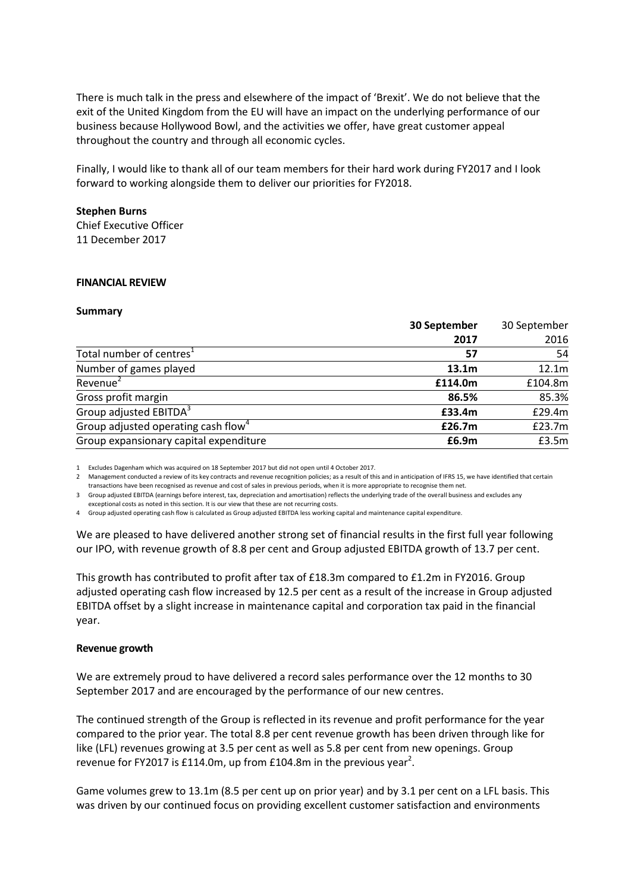There is much talk in the press and elsewhere of the impact of 'Brexit'. We do not believe that the exit of the United Kingdom from the EU will have an impact on the underlying performance of our business because Hollywood Bowl, and the activities we offer, have great customer appeal throughout the country and through all economic cycles.

Finally, I would like to thank all of our team members for their hard work during FY2017 and I look forward to working alongside them to deliver our priorities for FY2018.

**Stephen Burns**
Chief Executive Officer
11 December 2017

**FINANCIAL REVIEW**

**Summary**

| | **30 September 2017** | 30 September 2016 |
|---|---|---|
| Total number of centres[1] | **57** | 54 |
| Number of games played | **13.1m** | 12.1m |
| Revenue[2] | **£114.0m** | £104.8m |
| Gross profit margin | **86.5%** | 85.3% |
| Group adjusted EBITDA[3] | **£33.4m** | £29.4m |
| Group adjusted operating cash flow[4] | **£26.7m** | £23.7m |
| Group expansionary capital expenditure | **£6.9m** | £3.5m |

1 Excludes Dagenham which was acquired on 18 September 2017 but did not open until 4 October 2017.
2 Management conducted a review of its key contracts and revenue recognition policies; as a result of this and in anticipation of IFRS 15, we have identified that certain transactions have been recognised as revenue and cost of sales in previous periods, when it is more appropriate to recognise them net.
3 Group adjusted EBITDA (earnings before interest, tax, depreciation and amortisation) reflects the underlying trade of the overall business and excludes any exceptional costs as noted in this section. It is our view that these are not recurring costs.
4 Group adjusted operating cash flow is calculated as Group adjusted EBITDA less working capital and maintenance capital expenditure.

We are pleased to have delivered another strong set of financial results in the first full year following our IPO, with revenue growth of 8.8 per cent and Group adjusted EBITDA growth of 13.7 per cent.

This growth has contributed to profit after tax of £18.3m compared to £1.2m in FY2016. Group adjusted operating cash flow increased by 12.5 per cent as a result of the increase in Group adjusted EBITDA offset by a slight increase in maintenance capital and corporation tax paid in the financial year.

**Revenue growth**

We are extremely proud to have delivered a record sales performance over the 12 months to 30 September 2017 and are encouraged by the performance of our new centres.

The continued strength of the Group is reflected in its revenue and profit performance for the year compared to the prior year. The total 8.8 per cent revenue growth has been driven through like for like (LFL) revenues growing at 3.5 per cent as well as 5.8 per cent from new openings. Group revenue for FY2017 is £114.0m, up from £104.8m in the previous year[2].

Game volumes grew to 13.1m (8.5 per cent up on prior year) and by 3.1 per cent on a LFL basis. This was driven by our continued focus on providing excellent customer satisfaction and environments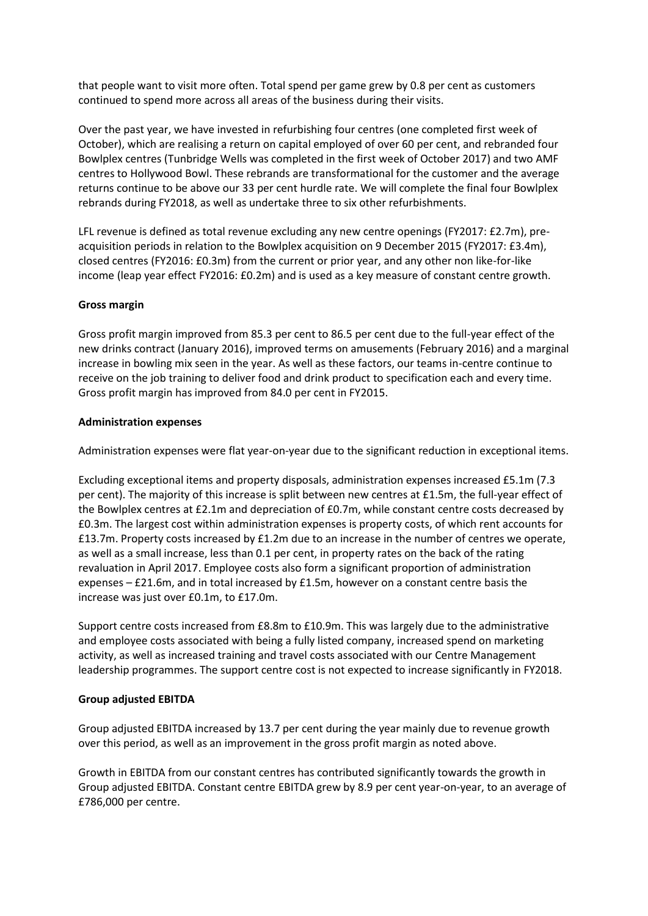that people want to visit more often. Total spend per game grew by 0.8 per cent as customers continued to spend more across all areas of the business during their visits.

Over the past year, we have invested in refurbishing four centres (one completed first week of October), which are realising a return on capital employed of over 60 per cent, and rebranded four Bowlplex centres (Tunbridge Wells was completed in the first week of October 2017) and two AMF centres to Hollywood Bowl. These rebrands are transformational for the customer and the average returns continue to be above our 33 per cent hurdle rate. We will complete the final four Bowlplex rebrands during FY2018, as well as undertake three to six other refurbishments.

LFL revenue is defined as total revenue excluding any new centre openings (FY2017: £2.7m), pre-acquisition periods in relation to the Bowlplex acquisition on 9 December 2015 (FY2017: £3.4m), closed centres (FY2016: £0.3m) from the current or prior year, and any other non like-for-like income (leap year effect FY2016: £0.2m) and is used as a key measure of constant centre growth.

**Gross margin**

Gross profit margin improved from 85.3 per cent to 86.5 per cent due to the full-year effect of the new drinks contract (January 2016), improved terms on amusements (February 2016) and a marginal increase in bowling mix seen in the year. As well as these factors, our teams in-centre continue to receive on the job training to deliver food and drink product to specification each and every time. Gross profit margin has improved from 84.0 per cent in FY2015.

**Administration expenses**

Administration expenses were flat year-on-year due to the significant reduction in exceptional items.

Excluding exceptional items and property disposals, administration expenses increased £5.1m (7.3 per cent). The majority of this increase is split between new centres at £1.5m, the full-year effect of the Bowlplex centres at £2.1m and depreciation of £0.7m, while constant centre costs decreased by £0.3m. The largest cost within administration expenses is property costs, of which rent accounts for £13.7m. Property costs increased by £1.2m due to an increase in the number of centres we operate, as well as a small increase, less than 0.1 per cent, in property rates on the back of the rating revaluation in April 2017. Employee costs also form a significant proportion of administration expenses – £21.6m, and in total increased by £1.5m, however on a constant centre basis the increase was just over £0.1m, to £17.0m.

Support centre costs increased from £8.8m to £10.9m. This was largely due to the administrative and employee costs associated with being a fully listed company, increased spend on marketing activity, as well as increased training and travel costs associated with our Centre Management leadership programmes. The support centre cost is not expected to increase significantly in FY2018.

**Group adjusted EBITDA**

Group adjusted EBITDA increased by 13.7 per cent during the year mainly due to revenue growth over this period, as well as an improvement in the gross profit margin as noted above.

Growth in EBITDA from our constant centres has contributed significantly towards the growth in Group adjusted EBITDA. Constant centre EBITDA grew by 8.9 per cent year-on-year, to an average of £786,000 per centre.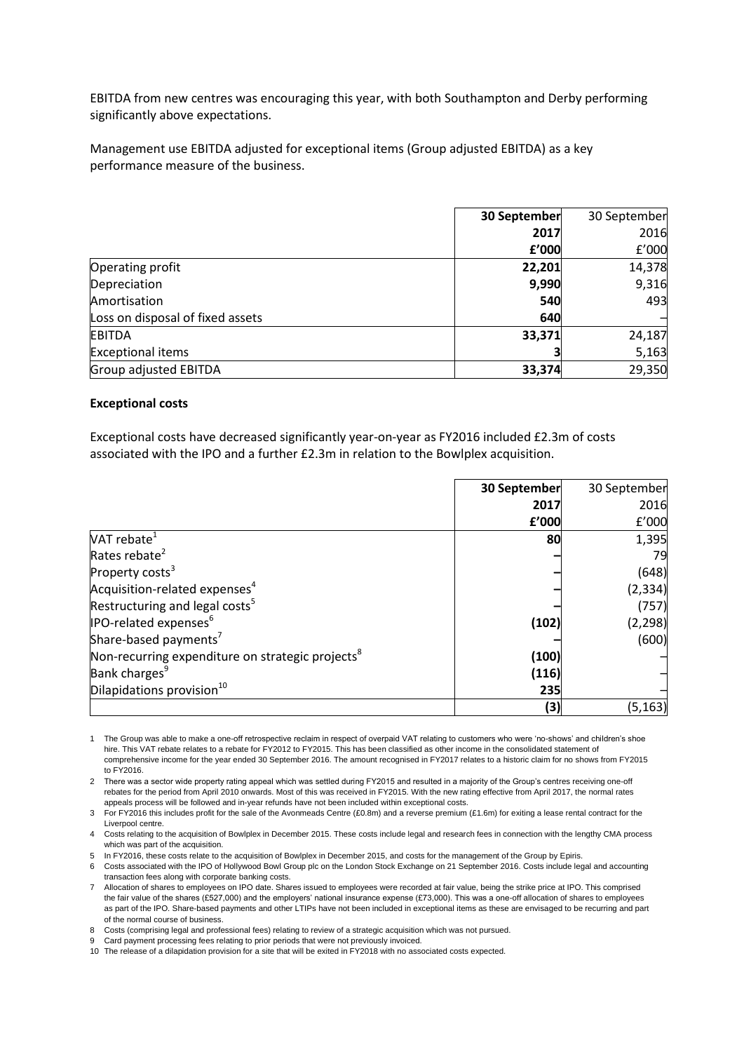EBITDA from new centres was encouraging this year, with both Southampton and Derby performing significantly above expectations.

Management use EBITDA adjusted for exceptional items (Group adjusted EBITDA) as a key performance measure of the business.

| | **30 September 2017 £'000** | 30 September 2016 £'000 |
|---|---|---|
| Operating profit | **22,201** | 14,378 |
| Depreciation | **9,990** | 9,316 |
| Amortisation | **540** | 493 |
| Loss on disposal of fixed assets | **640** | – |
| EBITDA | **33,371** | 24,187 |
| Exceptional items | **3** | 5,163 |
| Group adjusted EBITDA | **33,374** | 29,350 |

**Exceptional costs**

Exceptional costs have decreased significantly year-on-year as FY2016 included £2.3m of costs associated with the IPO and a further £2.3m in relation to the Bowlplex acquisition.

| | **30 September 2017 £'000** | 30 September 2016 £'000 |
|---|---|---|
| VAT rebate[1] | **80** | 1,395 |
| Rates rebate[2] | **–** | 79 |
| Property costs[3] | **–** | (648) |
| Acquisition-related expenses[4] | **–** | (2,334) |
| Restructuring and legal costs[5] | **–** | (757) |
| IPO-related expenses[6] | **(102)** | (2,298) |
| Share-based payments[7] | **–** | (600) |
| Non-recurring expenditure on strategic projects[8] | **(100)** | – |
| Bank charges[9] | **(116)** | – |
| Dilapidations provision[10] | **235** | – |
| | **(3)** | (5,163) |

1 The Group was able to make a one-off retrospective reclaim in respect of overpaid VAT relating to customers who were 'no-shows' and children's shoe hire. This VAT rebate relates to a rebate for FY2012 to FY2015. This has been classified as other income in the consolidated statement of comprehensive income for the year ended 30 September 2016. The amount recognised in FY2017 relates to a historic claim for no shows from FY2015 to FY2016.

2 There was a sector wide property rating appeal which was settled during FY2015 and resulted in a majority of the Group's centres receiving one-off rebates for the period from April 2010 onwards. Most of this was received in FY2015. With the new rating effective from April 2017, the normal rates appeals process will be followed and in-year refunds have not been included within exceptional costs.

3 For FY2016 this includes profit for the sale of the Avonmeads Centre (£0.8m) and a reverse premium (£1.6m) for exiting a lease rental contract for the Liverpool centre.

4 Costs relating to the acquisition of Bowlplex in December 2015. These costs include legal and research fees in connection with the lengthy CMA process which was part of the acquisition.

5 In FY2016, these costs relate to the acquisition of Bowlplex in December 2015, and costs for the management of the Group by Epiris.

6 Costs associated with the IPO of Hollywood Bowl Group plc on the London Stock Exchange on 21 September 2016. Costs include legal and accounting transaction fees along with corporate banking costs.

7 Allocation of shares to employees on IPO date. Shares issued to employees were recorded at fair value, being the strike price at IPO. This comprised the fair value of the shares (£527,000) and the employers' national insurance expense (£73,000). This was a one-off allocation of shares to employees as part of the IPO. Share-based payments and other LTIPs have not been included in exceptional items as these are envisaged to be recurring and part of the normal course of business.

8 Costs (comprising legal and professional fees) relating to review of a strategic acquisition which was not pursued.

9 Card payment processing fees relating to prior periods that were not previously invoiced.

10 The release of a dilapidation provision for a site that will be exited in FY2018 with no associated costs expected.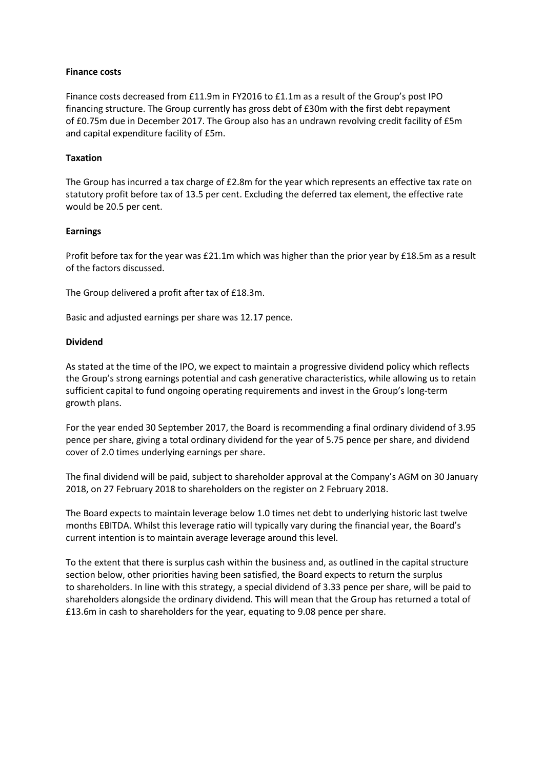**Finance costs**

Finance costs decreased from £11.9m in FY2016 to £1.1m as a result of the Group's post IPO financing structure. The Group currently has gross debt of £30m with the first debt repayment of £0.75m due in December 2017. The Group also has an undrawn revolving credit facility of £5m and capital expenditure facility of £5m.

**Taxation**

The Group has incurred a tax charge of £2.8m for the year which represents an effective tax rate on statutory profit before tax of 13.5 per cent. Excluding the deferred tax element, the effective rate would be 20.5 per cent.

**Earnings**

Profit before tax for the year was £21.1m which was higher than the prior year by £18.5m as a result of the factors discussed.

The Group delivered a profit after tax of £18.3m.

Basic and adjusted earnings per share was 12.17 pence.

**Dividend**

As stated at the time of the IPO, we expect to maintain a progressive dividend policy which reflects the Group's strong earnings potential and cash generative characteristics, while allowing us to retain sufficient capital to fund ongoing operating requirements and invest in the Group's long-term growth plans.

For the year ended 30 September 2017, the Board is recommending a final ordinary dividend of 3.95 pence per share, giving a total ordinary dividend for the year of 5.75 pence per share, and dividend cover of 2.0 times underlying earnings per share.

The final dividend will be paid, subject to shareholder approval at the Company's AGM on 30 January 2018, on 27 February 2018 to shareholders on the register on 2 February 2018.

The Board expects to maintain leverage below 1.0 times net debt to underlying historic last twelve months EBITDA. Whilst this leverage ratio will typically vary during the financial year, the Board's current intention is to maintain average leverage around this level.

To the extent that there is surplus cash within the business and, as outlined in the capital structure section below, other priorities having been satisfied, the Board expects to return the surplus to shareholders. In line with this strategy, a special dividend of 3.33 pence per share, will be paid to shareholders alongside the ordinary dividend. This will mean that the Group has returned a total of £13.6m in cash to shareholders for the year, equating to 9.08 pence per share.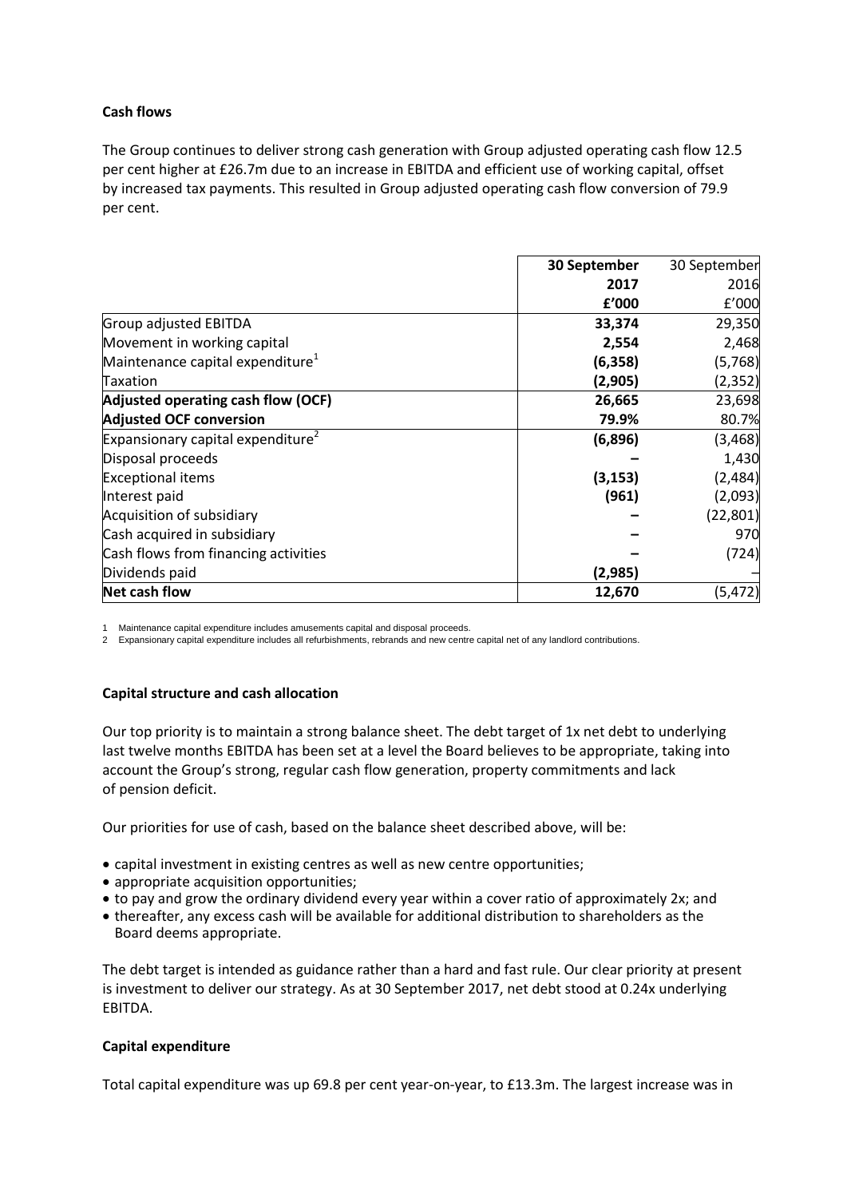**Cash flows**

The Group continues to deliver strong cash generation with Group adjusted operating cash flow 12.5 per cent higher at £26.7m due to an increase in EBITDA and efficient use of working capital, offset by increased tax payments. This resulted in Group adjusted operating cash flow conversion of 79.9 per cent.

| | **30 September 2017 £'000** | 30 September 2016 £'000 |
|---|---|---|
| Group adjusted EBITDA | **33,374** | 29,350 |
| Movement in working capital | **2,554** | 2,468 |
| Maintenance capital expenditure[1] | **(6,358)** | (5,768) |
| Taxation | **(2,905)** | (2,352) |
| **Adjusted operating cash flow (OCF)** | **26,665** | 23,698 |
| **Adjusted OCF conversion** | **79.9%** | 80.7% |
| Expansionary capital expenditure[2] | **(6,896)** | (3,468) |
| Disposal proceeds | **–** | 1,430 |
| Exceptional items | **(3,153)** | (2,484) |
| Interest paid | **(961)** | (2,093) |
| Acquisition of subsidiary | **–** | (22,801) |
| Cash acquired in subsidiary | **–** | 970 |
| Cash flows from financing activities | **–** | (724) |
| Dividends paid | **(2,985)** | – |
| **Net cash flow** | **12,670** | (5,472) |

1 Maintenance capital expenditure includes amusements capital and disposal proceeds.
2 Expansionary capital expenditure includes all refurbishments, rebrands and new centre capital net of any landlord contributions.

**Capital structure and cash allocation**

Our top priority is to maintain a strong balance sheet. The debt target of 1x net debt to underlying last twelve months EBITDA has been set at a level the Board believes to be appropriate, taking into account the Group's strong, regular cash flow generation, property commitments and lack of pension deficit.

Our priorities for use of cash, based on the balance sheet described above, will be:

- capital investment in existing centres as well as new centre opportunities;
- appropriate acquisition opportunities;
- to pay and grow the ordinary dividend every year within a cover ratio of approximately 2x; and
- thereafter, any excess cash will be available for additional distribution to shareholders as the Board deems appropriate.

The debt target is intended as guidance rather than a hard and fast rule. Our clear priority at present is investment to deliver our strategy. As at 30 September 2017, net debt stood at 0.24x underlying EBITDA.

**Capital expenditure**

Total capital expenditure was up 69.8 per cent year-on-year, to £13.3m. The largest increase was in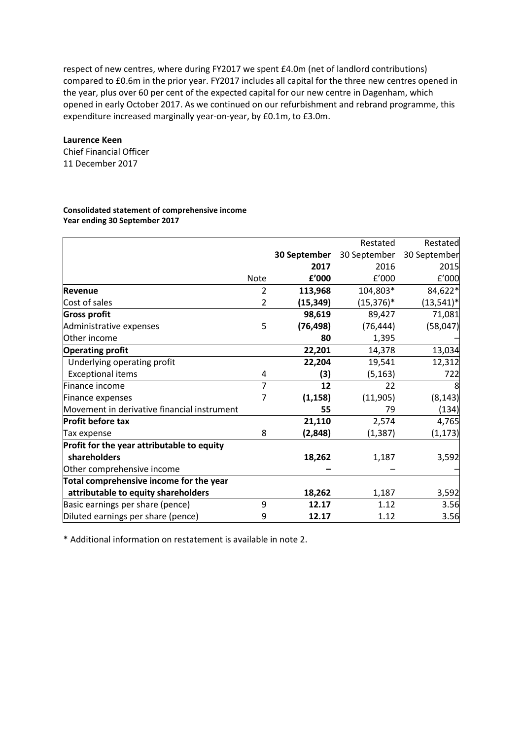respect of new centres, where during FY2017 we spent £4.0m (net of landlord contributions) compared to £0.6m in the prior year. FY2017 includes all capital for the three new centres opened in the year, plus over 60 per cent of the expected capital for our new centre in Dagenham, which opened in early October 2017. As we continued on our refurbishment and rebrand programme, this expenditure increased marginally year-on-year, by £0.1m, to £3.0m.

**Laurence Keen**
Chief Financial Officer
11 December 2017

**Consolidated statement of comprehensive income**
**Year ending 30 September 2017**

| | Note | **30 September 2017 £'000** | Restated 30 September 2016 £'000 | Restated 30 September 2015 £'000 |
|---|---|---|---|---|
| **Revenue** | 2 | **113,968** | 104,803* | 84,622* |
| Cost of sales | 2 | **(15,349)** | (15,376)* | (13,541)* |
| **Gross profit** | | **98,619** | 89,427 | 71,081 |
| Administrative expenses | 5 | **(76,498)** | (76,444) | (58,047) |
| Other income | | **80** | 1,395 | – |
| **Operating profit** | | **22,201** | 14,378 | 13,034 |
| Underlying operating profit | | **22,204** | 19,541 | 12,312 |
| Exceptional items | 4 | **(3)** | (5,163) | 722 |
| Finance income | 7 | **12** | 22 | 8 |
| Finance expenses | 7 | **(1,158)** | (11,905) | (8,143) |
| Movement in derivative financial instrument | | **55** | 79 | (134) |
| **Profit before tax** | | **21,110** | 2,574 | 4,765 |
| Tax expense | 8 | **(2,848)** | (1,387) | (1,173) |
| **Profit for the year attributable to equity shareholders** | | **18,262** | 1,187 | 3,592 |
| Other comprehensive income | | **–** | – | – |
| **Total comprehensive income for the year attributable to equity shareholders** | | **18,262** | 1,187 | 3,592 |
| Basic earnings per share (pence) | 9 | **12.17** | 1.12 | 3.56 |
| Diluted earnings per share (pence) | 9 | **12.17** | 1.12 | 3.56 |

* Additional information on restatement is available in note 2.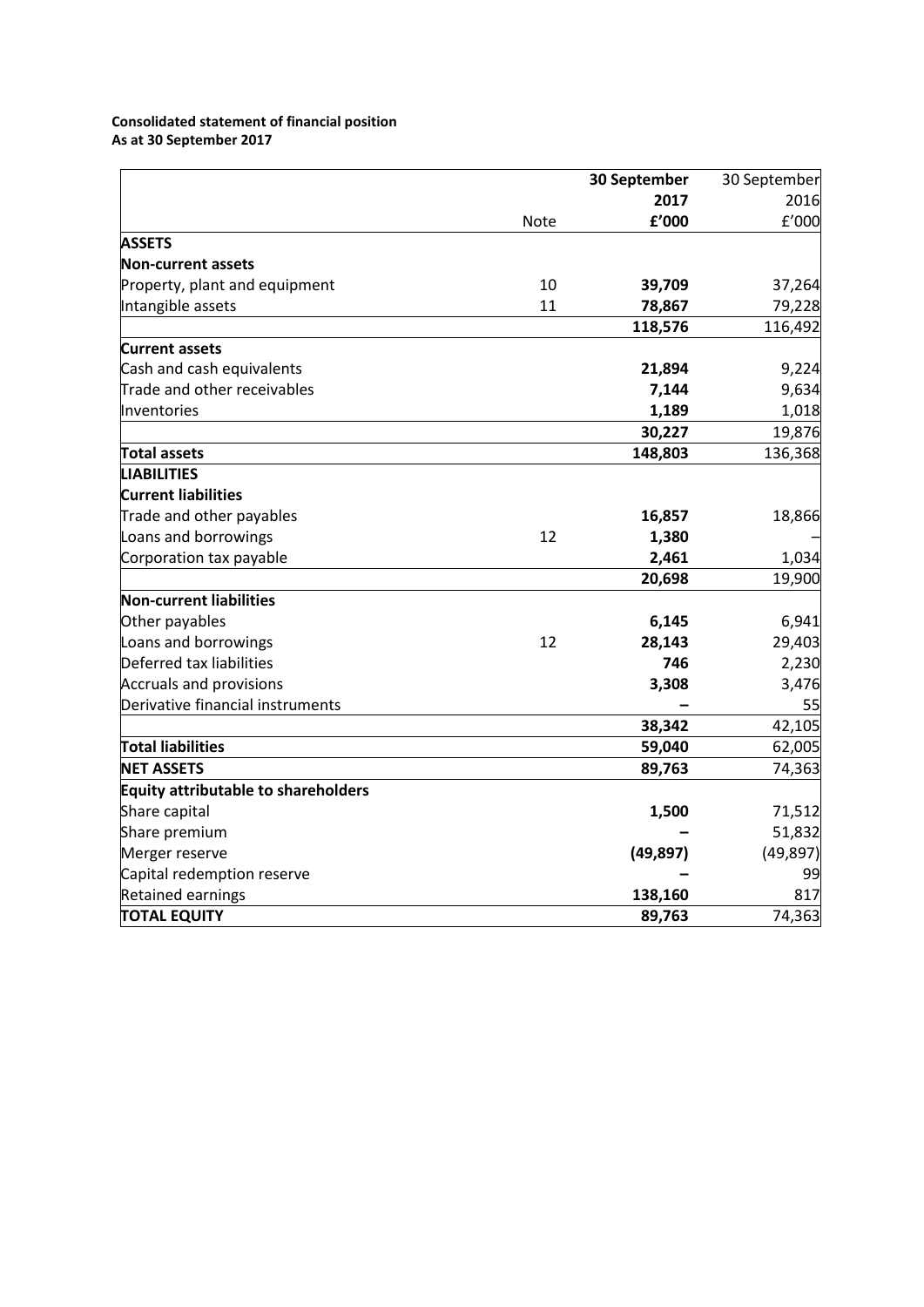**Consolidated statement of financial position**
**As at 30 September 2017**

| | Note | **30 September 2017 £'000** | 30 September 2016 £'000 |
|---|---|---|---|
| **ASSETS** | | | |
| **Non-current assets** | | | |
| Property, plant and equipment | 10 | **39,709** | 37,264 |
| Intangible assets | 11 | **78,867** | 79,228 |
| | | **118,576** | 116,492 |
| **Current assets** | | | |
| Cash and cash equivalents | | **21,894** | 9,224 |
| Trade and other receivables | | **7,144** | 9,634 |
| Inventories | | **1,189** | 1,018 |
| | | **30,227** | 19,876 |
| **Total assets** | | **148,803** | 136,368 |
| **LIABILITIES** | | | |
| **Current liabilities** | | | |
| Trade and other payables | | **16,857** | 18,866 |
| Loans and borrowings | 12 | **1,380** | – |
| Corporation tax payable | | **2,461** | 1,034 |
| | | **20,698** | 19,900 |
| **Non-current liabilities** | | | |
| Other payables | | **6,145** | 6,941 |
| Loans and borrowings | 12 | **28,143** | 29,403 |
| Deferred tax liabilities | | **746** | 2,230 |
| Accruals and provisions | | **3,308** | 3,476 |
| Derivative financial instruments | | **–** | 55 |
| | | **38,342** | 42,105 |
| **Total liabilities** | | **59,040** | 62,005 |
| **NET ASSETS** | | **89,763** | 74,363 |
| **Equity attributable to shareholders** | | | |
| Share capital | | **1,500** | 71,512 |
| Share premium | | **–** | 51,832 |
| Merger reserve | | **(49,897)** | (49,897) |
| Capital redemption reserve | | **–** | 99 |
| Retained earnings | | **138,160** | 817 |
| **TOTAL EQUITY** | | **89,763** | 74,363 |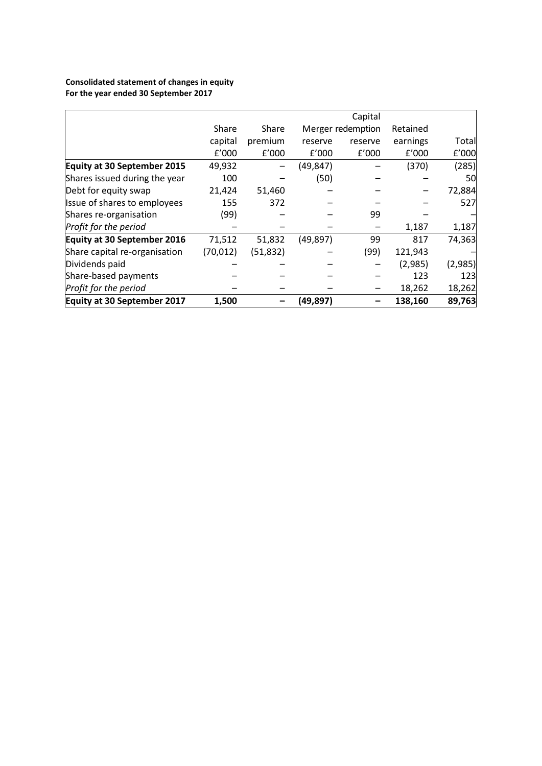**Consolidated statement of changes in equity**
**For the year ended 30 September 2017**

| | Share capital £'000 | Share premium £'000 | Merger reserve £'000 | Capital redemption reserve £'000 | Retained earnings £'000 | Total £'000 |
|---|---|---|---|---|---|---|
| **Equity at 30 September 2015** | 49,932 | – | (49,847) | – | (370) | (285) |
| Shares issued during the year | 100 | – | (50) | – | – | 50 |
| Debt for equity swap | 21,424 | 51,460 | – | – | – | 72,884 |
| Issue of shares to employees | 155 | 372 | – | – | – | 527 |
| Shares re-organisation | (99) | – | – | 99 | – | – |
| *Profit for the period* | – | – | – | – | 1,187 | 1,187 |
| **Equity at 30 September 2016** | 71,512 | 51,832 | (49,897) | 99 | 817 | 74,363 |
| Share capital re-organisation | (70,012) | (51,832) | – | (99) | 121,943 | – |
| Dividends paid | – | – | – | – | (2,985) | (2,985) |
| Share-based payments | – | – | – | – | 123 | 123 |
| *Profit for the period* | – | – | – | – | 18,262 | 18,262 |
| **Equity at 30 September 2017** | **1,500** | **–** | **(49,897)** | **–** | **138,160** | **89,763** |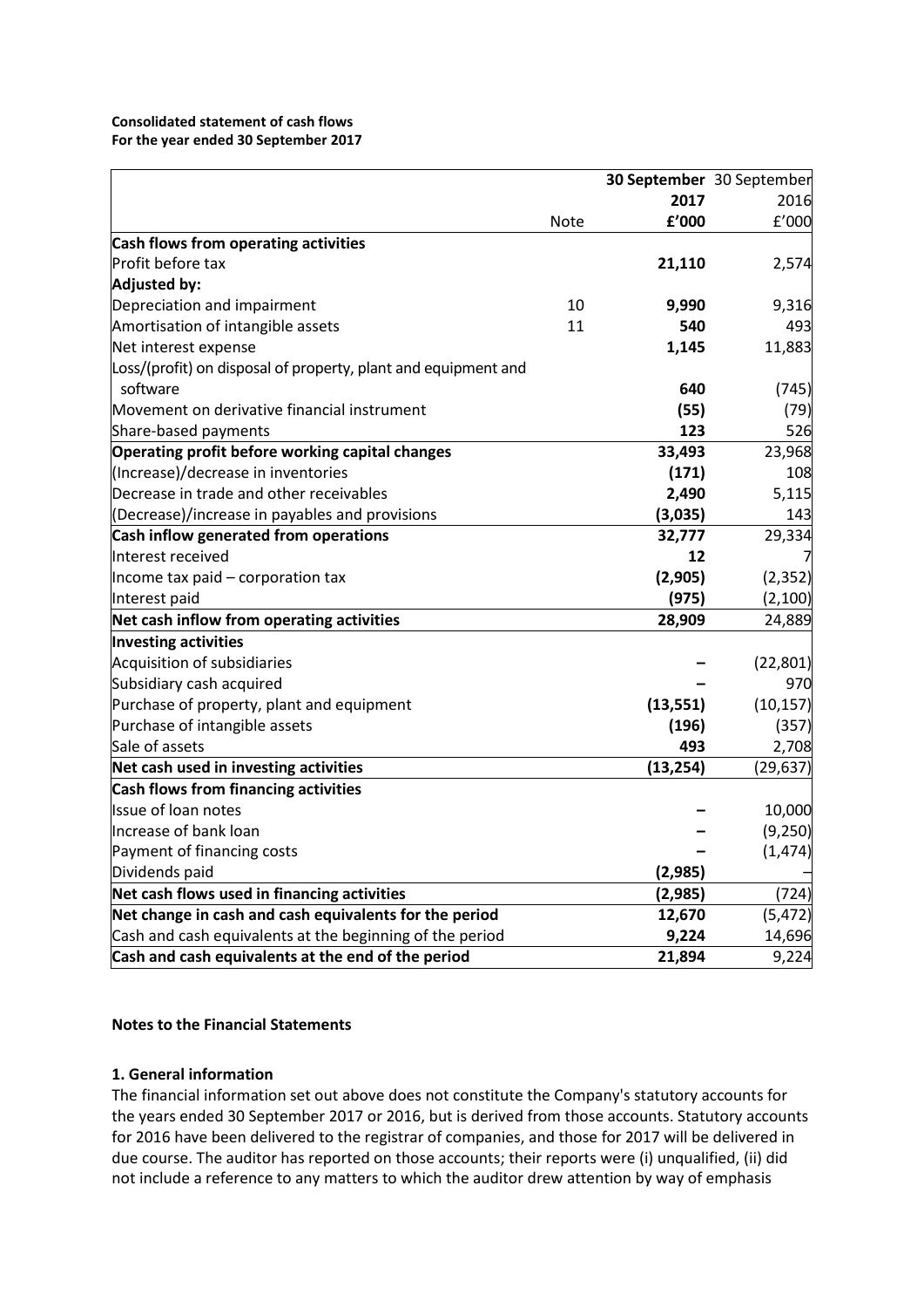**Consolidated statement of cash flows**
**For the year ended 30 September 2017**

| | Note | **30 September 2017 £'000** | 30 September 2016 £'000 |
|---|---|---|---|
| **Cash flows from operating activities** | | | |
| Profit before tax | | **21,110** | 2,574 |
| **Adjusted by:** | | | |
| Depreciation and impairment | 10 | **9,990** | 9,316 |
| Amortisation of intangible assets | 11 | **540** | 493 |
| Net interest expense | | **1,145** | 11,883 |
| Loss/(profit) on disposal of property, plant and equipment and software | | **640** | (745) |
| Movement on derivative financial instrument | | **(55)** | (79) |
| Share-based payments | | **123** | 526 |
| **Operating profit before working capital changes** | | **33,493** | 23,968 |
| (Increase)/decrease in inventories | | **(171)** | 108 |
| Decrease in trade and other receivables | | **2,490** | 5,115 |
| (Decrease)/increase in payables and provisions | | **(3,035)** | 143 |
| **Cash inflow generated from operations** | | **32,777** | 29,334 |
| Interest received | | **12** | 7 |
| Income tax paid – corporation tax | | **(2,905)** | (2,352) |
| Interest paid | | **(975)** | (2,100) |
| **Net cash inflow from operating activities** | | **28,909** | 24,889 |
| **Investing activities** | | | |
| Acquisition of subsidiaries | | **–** | (22,801) |
| Subsidiary cash acquired | | **–** | 970 |
| Purchase of property, plant and equipment | | **(13,551)** | (10,157) |
| Purchase of intangible assets | | **(196)** | (357) |
| Sale of assets | | **493** | 2,708 |
| **Net cash used in investing activities** | | **(13,254)** | (29,637) |
| **Cash flows from financing activities** | | | |
| Issue of loan notes | | **–** | 10,000 |
| Increase of bank loan | | **–** | (9,250) |
| Payment of financing costs | | **–** | (1,474) |
| Dividends paid | | **(2,985)** | – |
| **Net cash flows used in financing activities** | | **(2,985)** | (724) |
| **Net change in cash and cash equivalents for the period** | | **12,670** | (5,472) |
| Cash and cash equivalents at the beginning of the period | | **9,224** | 14,696 |
| **Cash and cash equivalents at the end of the period** | | **21,894** | 9,224 |

**Notes to the Financial Statements**

**1. General information**

The financial information set out above does not constitute the Company's statutory accounts for the years ended 30 September 2017 or 2016, but is derived from those accounts. Statutory accounts for 2016 have been delivered to the registrar of companies, and those for 2017 will be delivered in due course. The auditor has reported on those accounts; their reports were (i) unqualified, (ii) did not include a reference to any matters to which the auditor drew attention by way of emphasis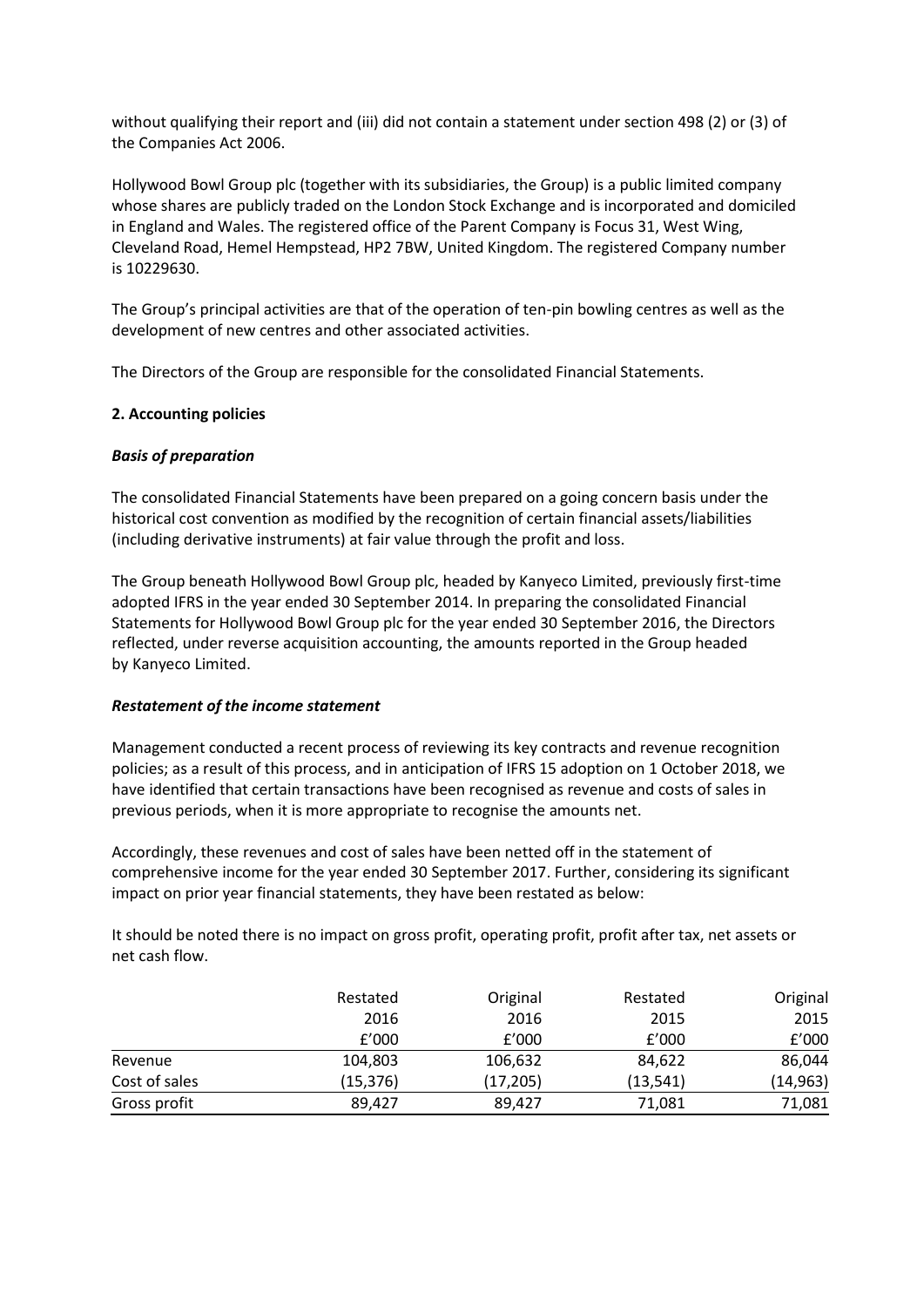without qualifying their report and (iii) did not contain a statement under section 498 (2) or (3) of the Companies Act 2006.

Hollywood Bowl Group plc (together with its subsidiaries, the Group) is a public limited company whose shares are publicly traded on the London Stock Exchange and is incorporated and domiciled in England and Wales. The registered office of the Parent Company is Focus 31, West Wing, Cleveland Road, Hemel Hempstead, HP2 7BW, United Kingdom. The registered Company number is 10229630.

The Group's principal activities are that of the operation of ten-pin bowling centres as well as the development of new centres and other associated activities.

The Directors of the Group are responsible for the consolidated Financial Statements.

### 2. Accounting policies

***Basis of preparation***

The consolidated Financial Statements have been prepared on a going concern basis under the historical cost convention as modified by the recognition of certain financial assets/liabilities (including derivative instruments) at fair value through the profit and loss.

The Group beneath Hollywood Bowl Group plc, headed by Kanyeco Limited, previously first-time adopted IFRS in the year ended 30 September 2014. In preparing the consolidated Financial Statements for Hollywood Bowl Group plc for the year ended 30 September 2016, the Directors reflected, under reverse acquisition accounting, the amounts reported in the Group headed by Kanyeco Limited.

***Restatement of the income statement***

Management conducted a recent process of reviewing its key contracts and revenue recognition policies; as a result of this process, and in anticipation of IFRS 15 adoption on 1 October 2018, we have identified that certain transactions have been recognised as revenue and costs of sales in previous periods, when it is more appropriate to recognise the amounts net.

Accordingly, these revenues and cost of sales have been netted off in the statement of comprehensive income for the year ended 30 September 2017. Further, considering its significant impact on prior year financial statements, they have been restated as below:

It should be noted there is no impact on gross profit, operating profit, profit after tax, net assets or net cash flow.

| | Restated 2016 £'000 | Original 2016 £'000 | Restated 2015 £'000 | Original 2015 £'000 |
|---|---|---|---|---|
| Revenue | 104,803 | 106,632 | 84,622 | 86,044 |
| Cost of sales | (15,376) | (17,205) | (13,541) | (14,963) |
| Gross profit | 89,427 | 89,427 | 71,081 | 71,081 |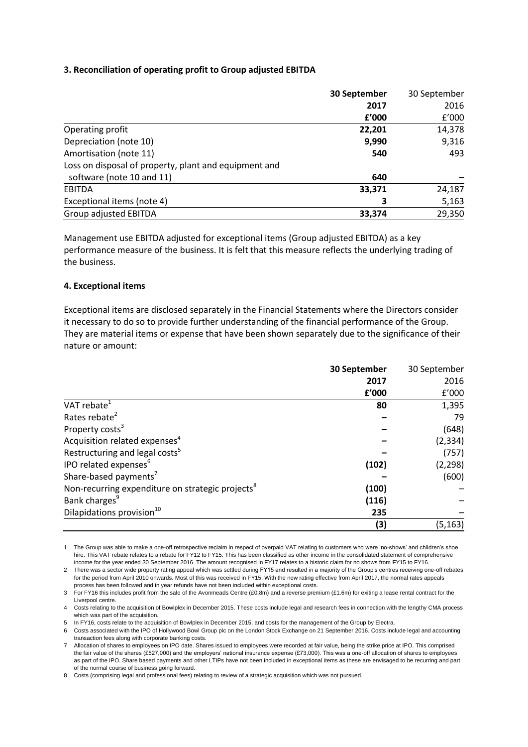### 3. Reconciliation of operating profit to Group adjusted EBITDA

| | **30 September 2017 £'000** | 30 September 2016 £'000 |
|---|---|---|
| Operating profit | **22,201** | 14,378 |
| Depreciation (note 10) | **9,990** | 9,316 |
| Amortisation (note 11) | **540** | 493 |
| Loss on disposal of property, plant and equipment and software (note 10 and 11) | **640** | – |
| EBITDA | **33,371** | 24,187 |
| Exceptional items (note 4) | **3** | 5,163 |
| Group adjusted EBITDA | **33,374** | 29,350 |

Management use EBITDA adjusted for exceptional items (Group adjusted EBITDA) as a key performance measure of the business. It is felt that this measure reflects the underlying trading of the business.

### 4. Exceptional items

Exceptional items are disclosed separately in the Financial Statements where the Directors consider it necessary to do so to provide further understanding of the financial performance of the Group. They are material items or expense that have been shown separately due to the significance of their nature or amount:

| | **30 September 2017 £'000** | 30 September 2016 £'000 |
|---|---|---|
| VAT rebate[1] | **80** | 1,395 |
| Rates rebate[2] | **–** | 79 |
| Property costs[3] | **–** | (648) |
| Acquisition related expenses[4] | **–** | (2,334) |
| Restructuring and legal costs[5] | **–** | (757) |
| IPO related expenses[6] | **(102)** | (2,298) |
| Share-based payments[7] | **–** | (600) |
| Non-recurring expenditure on strategic projects[8] | **(100)** | – |
| Bank charges[9] | **(116)** | – |
| Dilapidations provision[10] | **235** | – |
| | **(3)** | (5,163) |

1 The Group was able to make a one-off retrospective reclaim in respect of overpaid VAT relating to customers who were 'no-shows' and children's shoe hire. This VAT rebate relates to a rebate for FY12 to FY15. This has been classified as other income in the consolidated statement of comprehensive income for the year ended 30 September 2016. The amount recognised in FY17 relates to a historic claim for no shows from FY15 to FY16.

2 There was a sector wide property rating appeal which was settled during FY15 and resulted in a majority of the Group's centres receiving one-off rebates for the period from April 2010 onwards. Most of this was received in FY15. With the new rating effective from April 2017, the normal rates appeals process has been followed and in year refunds have not been included within exceptional costs.

3 For FY16 this includes profit from the sale of the Avonmeads Centre (£0.8m) and a reverse premium (£1.6m) for exiting a lease rental contract for the Liverpool centre.

4 Costs relating to the acquisition of Bowlplex in December 2015. These costs include legal and research fees in connection with the lengthy CMA process which was part of the acquisition.

5 In FY16, costs relate to the acquisition of Bowlplex in December 2015, and costs for the management of the Group by Electra.

6 Costs associated with the IPO of Hollywood Bowl Group plc on the London Stock Exchange on 21 September 2016. Costs include legal and accounting transaction fees along with corporate banking costs.

7 Allocation of shares to employees on IPO date. Shares issued to employees were recorded at fair value, being the strike price at IPO. This comprised the fair value of the shares (£527,000) and the employers' national insurance expense (£73,000). This was a one-off allocation of shares to employees as part of the IPO. Share based payments and other LTIPs have not been included in exceptional items as these are envisaged to be recurring and part of the normal course of business going forward.

8 Costs (comprising legal and professional fees) relating to review of a strategic acquisition which was not pursued.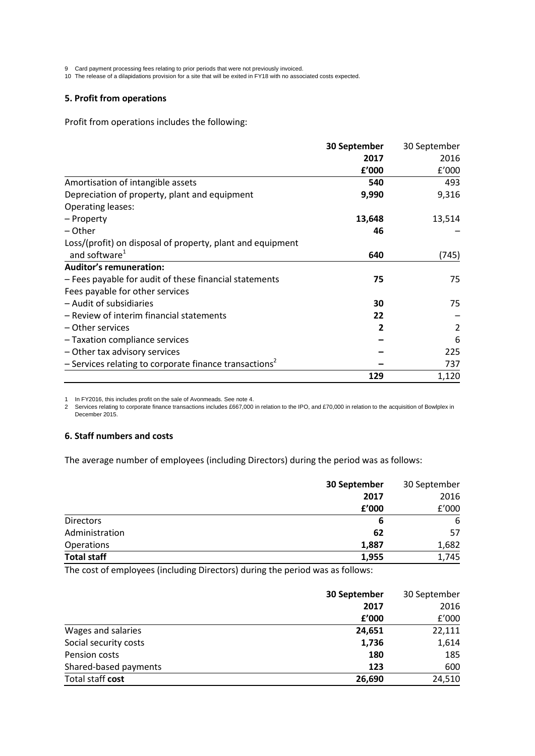9 Card payment processing fees relating to prior periods that were not previously invoiced.
10 The release of a dilapidations provision for a site that will be exited in FY18 with no associated costs expected.

### 5. Profit from operations

Profit from operations includes the following:

| | **30 September 2017 £'000** | 30 September 2016 £'000 |
|---|---|---|
| Amortisation of intangible assets | **540** | 493 |
| Depreciation of property, plant and equipment | **9,990** | 9,316 |
| Operating leases: | | |
| – Property | **13,648** | 13,514 |
| – Other | **46** | – |
| Loss/(profit) on disposal of property, plant and equipment and software[1] | **640** | (745) |
| **Auditor's remuneration:** | | |
| – Fees payable for audit of these financial statements | **75** | 75 |
| Fees payable for other services | | |
| – Audit of subsidiaries | **30** | 75 |
| – Review of interim financial statements | **22** | – |
| – Other services | **2** | 2 |
| – Taxation compliance services | **–** | 6 |
| – Other tax advisory services | **–** | 225 |
| – Services relating to corporate finance transactions[2] | **–** | 737 |
| | **129** | 1,120 |

1 In FY2016, this includes profit on the sale of Avonmeads. See note 4.
2 Services relating to corporate finance transactions includes £667,000 in relation to the IPO, and £70,000 in relation to the acquisition of Bowlplex in December 2015.

### 6. Staff numbers and costs

The average number of employees (including Directors) during the period was as follows:

| | **30 September 2017 £'000** | 30 September 2016 £'000 |
|---|---|---|
| Directors | **6** | 6 |
| Administration | **62** | 57 |
| Operations | **1,887** | 1,682 |
| **Total staff** | **1,955** | 1,745 |

The cost of employees (including Directors) during the period was as follows:

| | **30 September 2017 £'000** | 30 September 2016 £'000 |
|---|---|---|
| Wages and salaries | **24,651** | 22,111 |
| Social security costs | **1,736** | 1,614 |
| Pension costs | **180** | 185 |
| Shared-based payments | **123** | 600 |
| Total staff **cost** | **26,690** | 24,510 |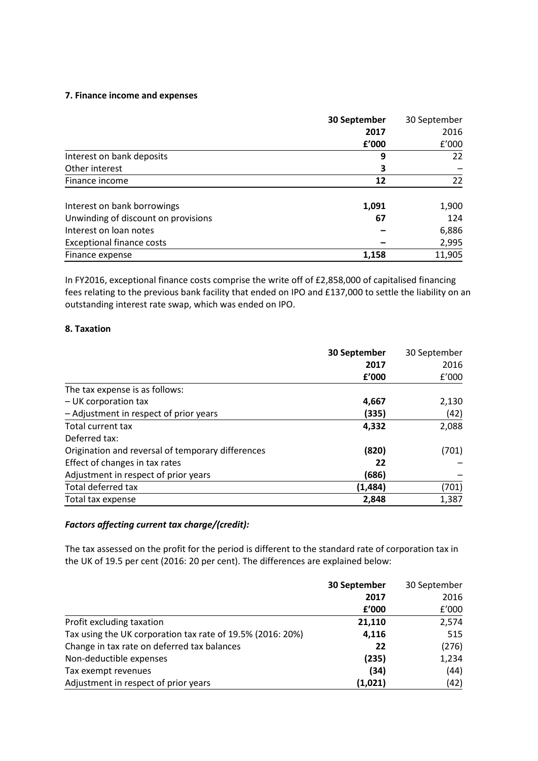## 7. Finance income and expenses

| | **30 September 2017 £'000** | 30 September 2016 £'000 |
|---|---|---|
| Interest on bank deposits | **9** | 22 |
| Other interest | **3** | – |
| Finance income | **12** | 22 |
| | | |
| Interest on bank borrowings | **1,091** | 1,900 |
| Unwinding of discount on provisions | **67** | 124 |
| Interest on loan notes | **–** | 6,886 |
| Exceptional finance costs | **–** | 2,995 |
| Finance expense | **1,158** | 11,905 |

In FY2016, exceptional finance costs comprise the write off of £2,858,000 of capitalised financing fees relating to the previous bank facility that ended on IPO and £137,000 to settle the liability on an outstanding interest rate swap, which was ended on IPO.

## 8. Taxation

| | **30 September 2017 £'000** | 30 September 2016 £'000 |
|---|---|---|
| The tax expense is as follows: | | |
| – UK corporation tax | **4,667** | 2,130 |
| – Adjustment in respect of prior years | **(335)** | (42) |
| Total current tax | **4,332** | 2,088 |
| Deferred tax: | | |
| Origination and reversal of temporary differences | **(820)** | (701) |
| Effect of changes in tax rates | **22** | – |
| Adjustment in respect of prior years | **(686)** | – |
| Total deferred tax | **(1,484)** | (701) |
| Total tax expense | **2,848** | 1,387 |

### *Factors affecting current tax charge/(credit):*

The tax assessed on the profit for the period is different to the standard rate of corporation tax in the UK of 19.5 per cent (2016: 20 per cent). The differences are explained below:

| | **30 September 2017 £'000** | 30 September 2016 £'000 |
|---|---|---|
| Profit excluding taxation | **21,110** | 2,574 |
| Tax using the UK corporation tax rate of 19.5% (2016: 20%) | **4,116** | 515 |
| Change in tax rate on deferred tax balances | **22** | (276) |
| Non-deductible expenses | **(235)** | 1,234 |
| Tax exempt revenues | **(34)** | (44) |
| Adjustment in respect of prior years | **(1,021)** | (42) |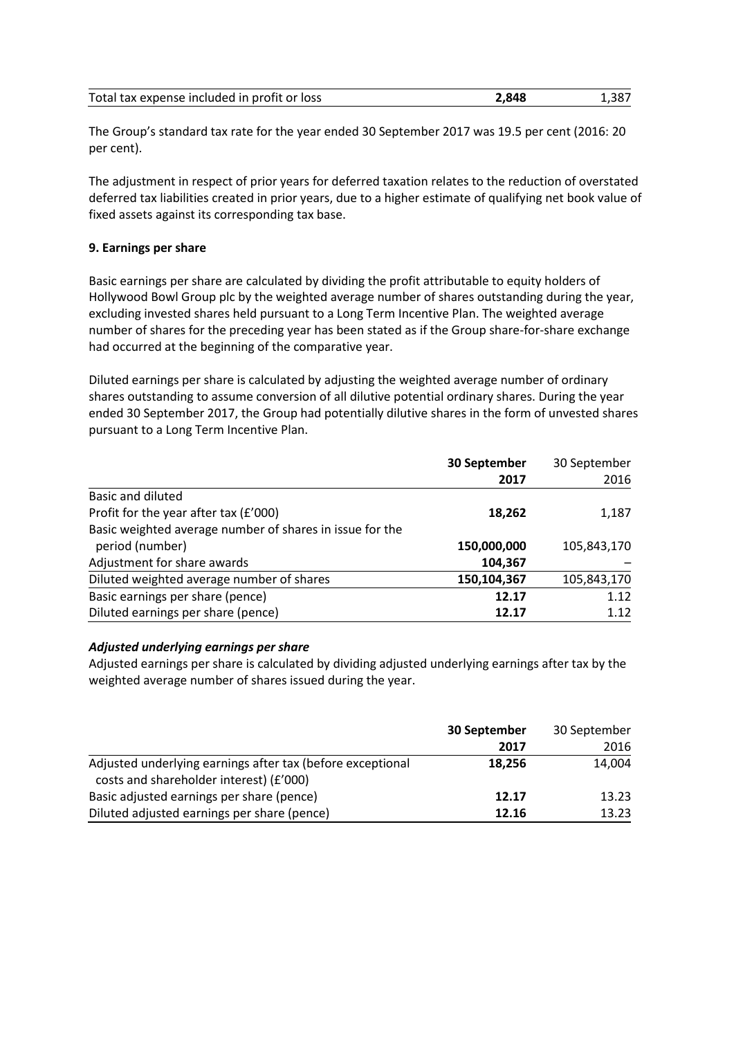| Total tax expense included in profit or loss | **2,848** | 1,387 |
|---|---|---|

The Group's standard tax rate for the year ended 30 September 2017 was 19.5 per cent (2016: 20 per cent).

The adjustment in respect of prior years for deferred taxation relates to the reduction of overstated deferred tax liabilities created in prior years, due to a higher estimate of qualifying net book value of fixed assets against its corresponding tax base.

**9. Earnings per share**

Basic earnings per share are calculated by dividing the profit attributable to equity holders of Hollywood Bowl Group plc by the weighted average number of shares outstanding during the year, excluding invested shares held pursuant to a Long Term Incentive Plan. The weighted average number of shares for the preceding year has been stated as if the Group share-for-share exchange had occurred at the beginning of the comparative year.

Diluted earnings per share is calculated by adjusting the weighted average number of ordinary shares outstanding to assume conversion of all dilutive potential ordinary shares. During the year ended 30 September 2017, the Group had potentially dilutive shares in the form of unvested shares pursuant to a Long Term Incentive Plan.

| | **30 September 2017** | 30 September 2016 |
|---|---|---|
| Basic and diluted | | |
| Profit for the year after tax (£'000) | **18,262** | 1,187 |
| Basic weighted average number of shares in issue for the period (number) | **150,000,000** | 105,843,170 |
| Adjustment for share awards | **104,367** | – |
| Diluted weighted average number of shares | **150,104,367** | 105,843,170 |
| Basic earnings per share (pence) | **12.17** | 1.12 |
| Diluted earnings per share (pence) | **12.17** | 1.12 |

***Adjusted underlying earnings per share***

Adjusted earnings per share is calculated by dividing adjusted underlying earnings after tax by the weighted average number of shares issued during the year.

| | **30 September 2017** | 30 September 2016 |
|---|---|---|
| Adjusted underlying earnings after tax (before exceptional costs and shareholder interest) (£'000) | **18,256** | 14,004 |
| Basic adjusted earnings per share (pence) | **12.17** | 13.23 |
| Diluted adjusted earnings per share (pence) | **12.16** | 13.23 |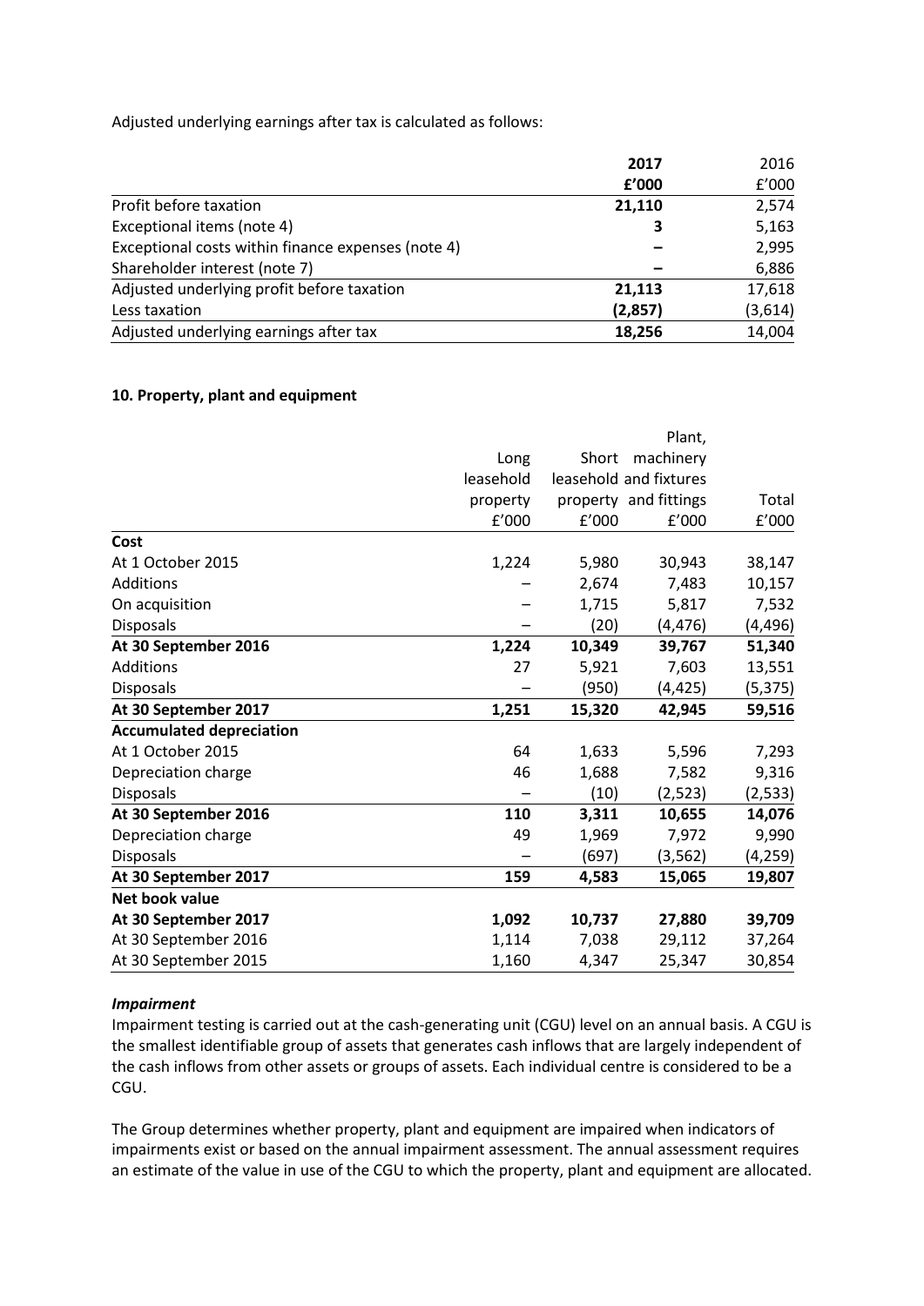Adjusted underlying earnings after tax is calculated as follows:

| | 2017 £'000 | 2016 £'000 |
|---|---|---|
| Profit before taxation | **21,110** | 2,574 |
| Exceptional items (note 4) | **3** | 5,163 |
| Exceptional costs within finance expenses (note 4) | **–** | 2,995 |
| Shareholder interest (note 7) | **–** | 6,886 |
| Adjusted underlying profit before taxation | **21,113** | 17,618 |
| Less taxation | **(2,857)** | (3,614) |
| Adjusted underlying earnings after tax | **18,256** | 14,004 |

**10. Property, plant and equipment**

| | Long leasehold property £'000 | Short leasehold property £'000 | Plant, machinery and fixtures and fittings £'000 | Total £'000 |
|---|---|---|---|---|
| **Cost** | | | | |
| At 1 October 2015 | 1,224 | 5,980 | 30,943 | 38,147 |
| Additions | – | 2,674 | 7,483 | 10,157 |
| On acquisition | – | 1,715 | 5,817 | 7,532 |
| Disposals | – | (20) | (4,476) | (4,496) |
| **At 30 September 2016** | **1,224** | **10,349** | **39,767** | **51,340** |
| Additions | 27 | 5,921 | 7,603 | 13,551 |
| Disposals | – | (950) | (4,425) | (5,375) |
| **At 30 September 2017** | **1,251** | **15,320** | **42,945** | **59,516** |
| **Accumulated depreciation** | | | | |
| At 1 October 2015 | 64 | 1,633 | 5,596 | 7,293 |
| Depreciation charge | 46 | 1,688 | 7,582 | 9,316 |
| Disposals | – | (10) | (2,523) | (2,533) |
| **At 30 September 2016** | **110** | **3,311** | **10,655** | **14,076** |
| Depreciation charge | 49 | 1,969 | 7,972 | 9,990 |
| Disposals | – | (697) | (3,562) | (4,259) |
| **At 30 September 2017** | **159** | **4,583** | **15,065** | **19,807** |
| **Net book value** | | | | |
| **At 30 September 2017** | **1,092** | **10,737** | **27,880** | **39,709** |
| At 30 September 2016 | 1,114 | 7,038 | 29,112 | 37,264 |
| At 30 September 2015 | 1,160 | 4,347 | 25,347 | 30,854 |

***Impairment***

Impairment testing is carried out at the cash-generating unit (CGU) level on an annual basis. A CGU is the smallest identifiable group of assets that generates cash inflows that are largely independent of the cash inflows from other assets or groups of assets. Each individual centre is considered to be a CGU.

The Group determines whether property, plant and equipment are impaired when indicators of impairments exist or based on the annual impairment assessment. The annual assessment requires an estimate of the value in use of the CGU to which the property, plant and equipment are allocated.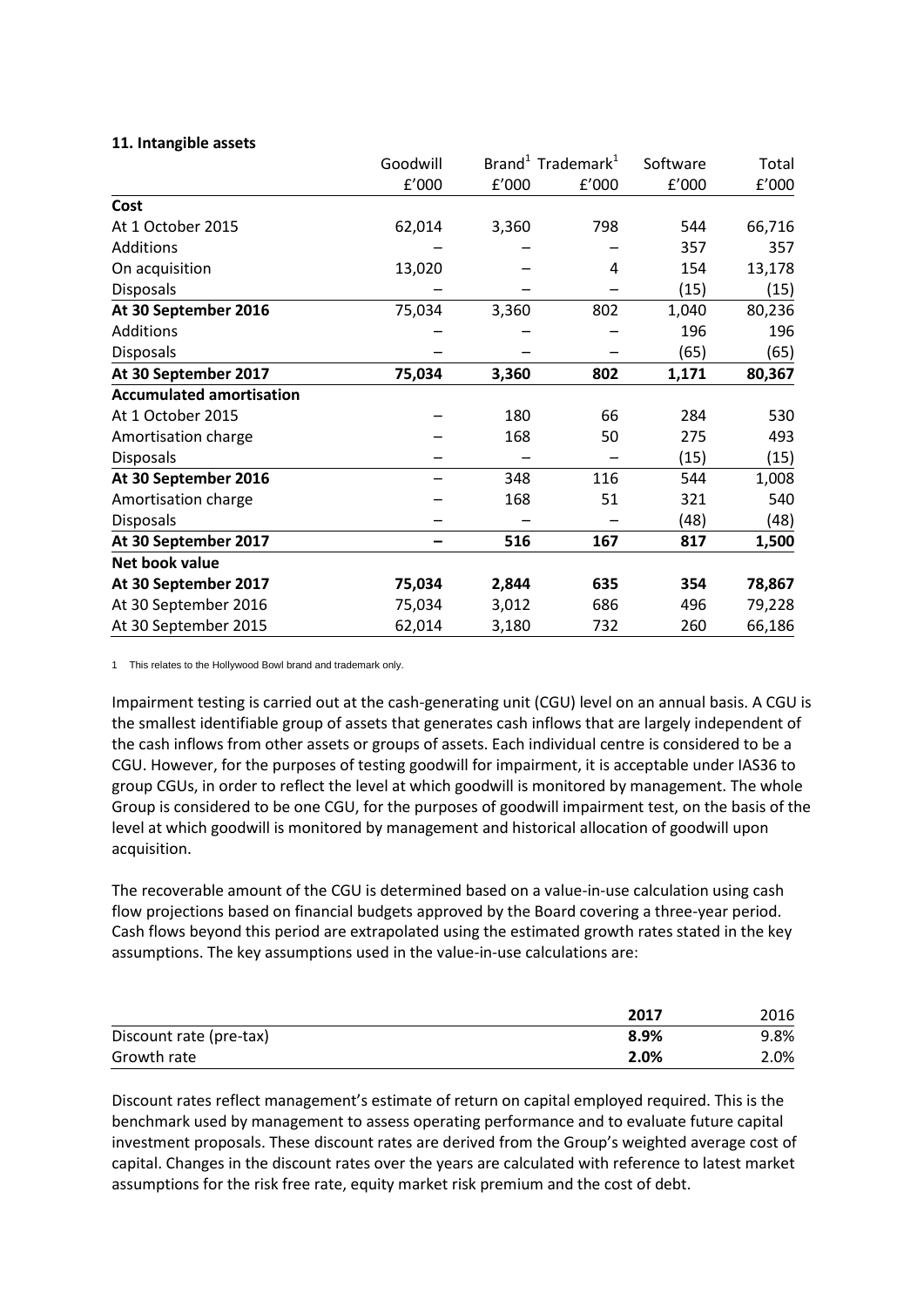### 11. Intangible assets

| | Goodwill | Brand[1] | Trademark[1] | Software | Total |
|---|---|---|---|---|---|
| | £'000 | £'000 | £'000 | £'000 | £'000 |
| **Cost** | | | | | |
| At 1 October 2015 | 62,014 | 3,360 | 798 | 544 | 66,716 |
| Additions | – | – | – | 357 | 357 |
| On acquisition | 13,020 | – | 4 | 154 | 13,178 |
| Disposals | – | – | – | (15) | (15) |
| **At 30 September 2016** | 75,034 | 3,360 | 802 | 1,040 | 80,236 |
| Additions | – | – | – | 196 | 196 |
| Disposals | – | – | – | (65) | (65) |
| **At 30 September 2017** | **75,034** | **3,360** | **802** | **1,171** | **80,367** |
| **Accumulated amortisation** | | | | | |
| At 1 October 2015 | – | 180 | 66 | 284 | 530 |
| Amortisation charge | – | 168 | 50 | 275 | 493 |
| Disposals | – | – | – | (15) | (15) |
| **At 30 September 2016** | – | 348 | 116 | 544 | 1,008 |
| Amortisation charge | – | 168 | 51 | 321 | 540 |
| Disposals | – | – | – | (48) | (48) |
| **At 30 September 2017** | **–** | **516** | **167** | **817** | **1,500** |
| **Net book value** | | | | | |
| **At 30 September 2017** | **75,034** | **2,844** | **635** | **354** | **78,867** |
| At 30 September 2016 | 75,034 | 3,012 | 686 | 496 | 79,228 |
| At 30 September 2015 | 62,014 | 3,180 | 732 | 260 | 66,186 |

1 This relates to the Hollywood Bowl brand and trademark only.

Impairment testing is carried out at the cash-generating unit (CGU) level on an annual basis. A CGU is the smallest identifiable group of assets that generates cash inflows that are largely independent of the cash inflows from other assets or groups of assets. Each individual centre is considered to be a CGU. However, for the purposes of testing goodwill for impairment, it is acceptable under IAS36 to group CGUs, in order to reflect the level at which goodwill is monitored by management. The whole Group is considered to be one CGU, for the purposes of goodwill impairment test, on the basis of the level at which goodwill is monitored by management and historical allocation of goodwill upon acquisition.

The recoverable amount of the CGU is determined based on a value-in-use calculation using cash flow projections based on financial budgets approved by the Board covering a three-year period. Cash flows beyond this period are extrapolated using the estimated growth rates stated in the key assumptions. The key assumptions used in the value-in-use calculations are:

| | **2017** | 2016 |
|---|---|---|
| Discount rate (pre-tax) | **8.9%** | 9.8% |
| Growth rate | **2.0%** | 2.0% |

Discount rates reflect management's estimate of return on capital employed required. This is the benchmark used by management to assess operating performance and to evaluate future capital investment proposals. These discount rates are derived from the Group's weighted average cost of capital. Changes in the discount rates over the years are calculated with reference to latest market assumptions for the risk free rate, equity market risk premium and the cost of debt.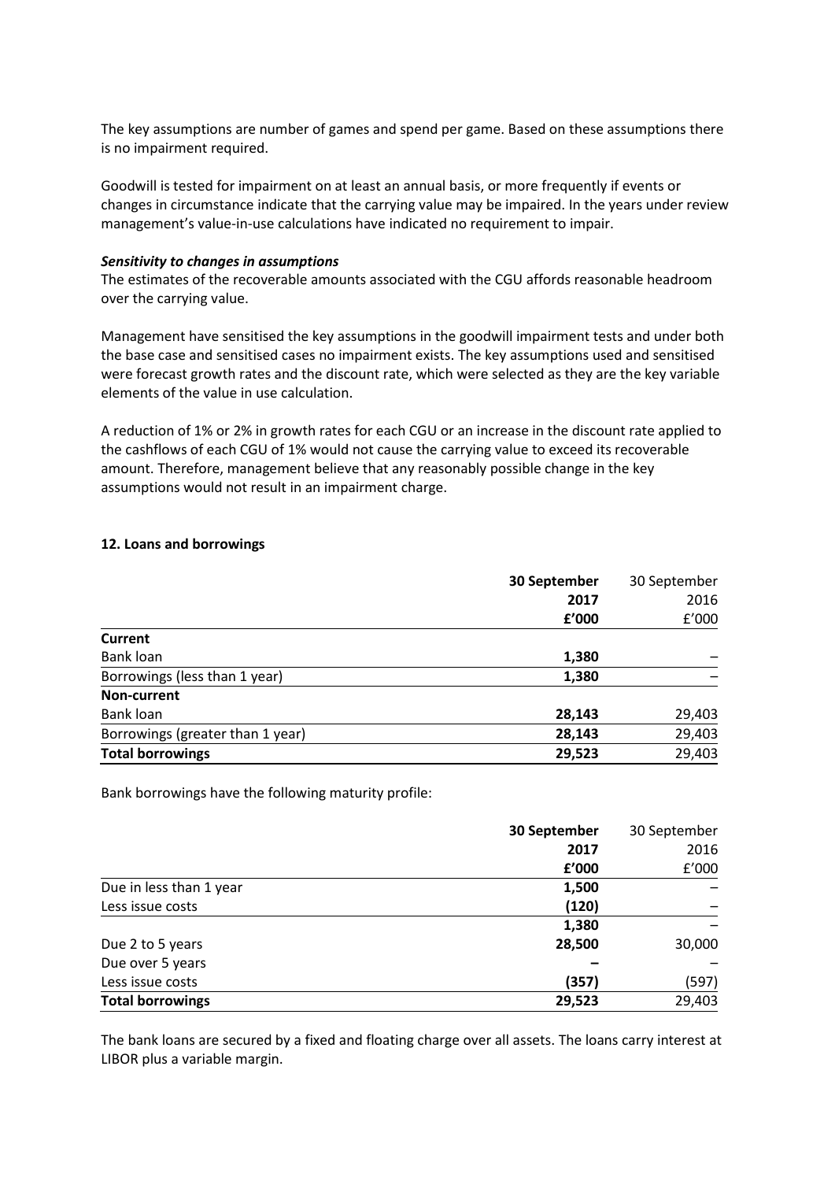The key assumptions are number of games and spend per game. Based on these assumptions there is no impairment required.

Goodwill is tested for impairment on at least an annual basis, or more frequently if events or changes in circumstance indicate that the carrying value may be impaired. In the years under review management's value-in-use calculations have indicated no requirement to impair.

***Sensitivity to changes in assumptions***

The estimates of the recoverable amounts associated with the CGU affords reasonable headroom over the carrying value.

Management have sensitised the key assumptions in the goodwill impairment tests and under both the base case and sensitised cases no impairment exists. The key assumptions used and sensitised were forecast growth rates and the discount rate, which were selected as they are the key variable elements of the value in use calculation.

A reduction of 1% or 2% in growth rates for each CGU or an increase in the discount rate applied to the cashflows of each CGU of 1% would not cause the carrying value to exceed its recoverable amount. Therefore, management believe that any reasonably possible change in the key assumptions would not result in an impairment charge.

**12. Loans and borrowings**

| | **30 September 2017 £'000** | 30 September 2016 £'000 |
|---|---|---|
| **Current** | | |
| Bank loan | **1,380** | – |
| Borrowings (less than 1 year) | **1,380** | – |
| **Non-current** | | |
| Bank loan | **28,143** | 29,403 |
| Borrowings (greater than 1 year) | **28,143** | 29,403 |
| **Total borrowings** | **29,523** | 29,403 |

Bank borrowings have the following maturity profile:

| | **30 September 2017 £'000** | 30 September 2016 £'000 |
|---|---|---|
| Due in less than 1 year | **1,500** | – |
| Less issue costs | **(120)** | – |
| | **1,380** | – |
| Due 2 to 5 years | **28,500** | 30,000 |
| Due over 5 years | **–** | – |
| Less issue costs | **(357)** | (597) |
| **Total borrowings** | **29,523** | 29,403 |

The bank loans are secured by a fixed and floating charge over all assets. The loans carry interest at LIBOR plus a variable margin.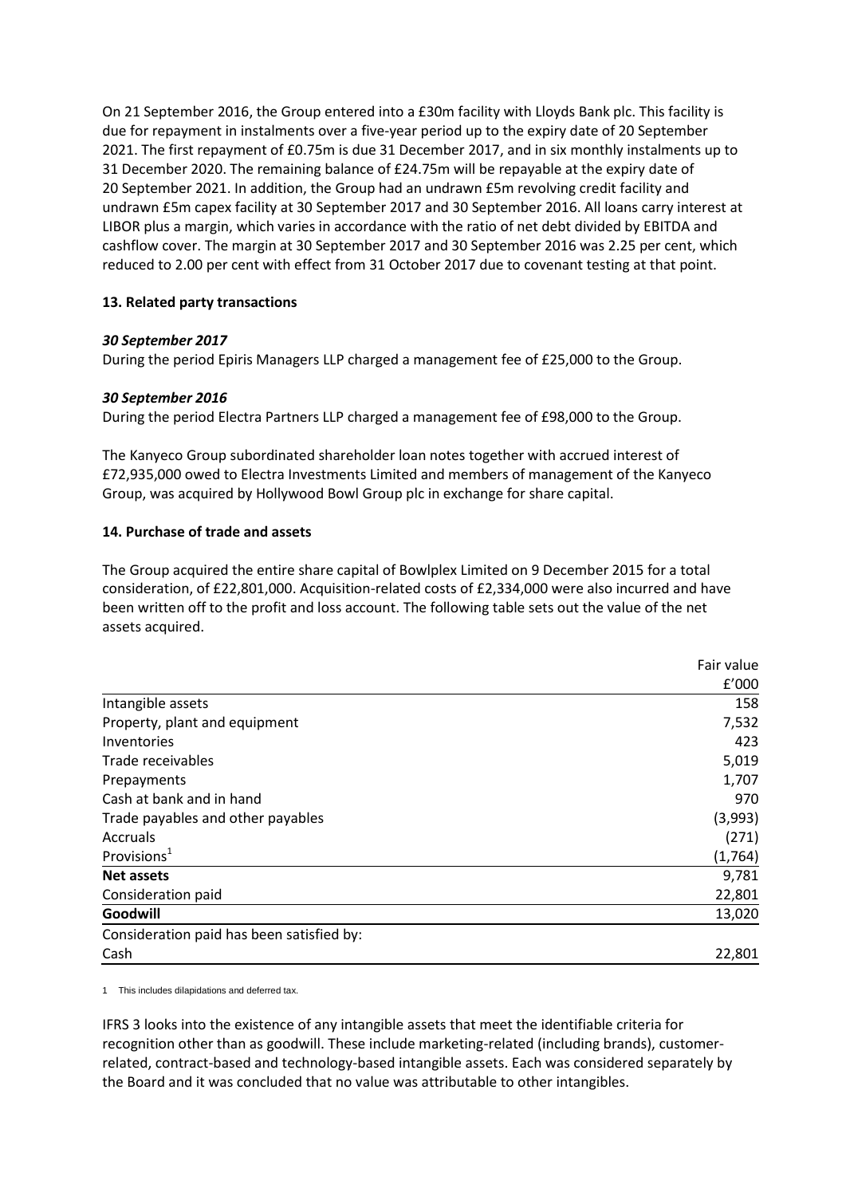On 21 September 2016, the Group entered into a £30m facility with Lloyds Bank plc. This facility is due for repayment in instalments over a five-year period up to the expiry date of 20 September 2021. The first repayment of £0.75m is due 31 December 2017, and in six monthly instalments up to 31 December 2020. The remaining balance of £24.75m will be repayable at the expiry date of 20 September 2021. In addition, the Group had an undrawn £5m revolving credit facility and undrawn £5m capex facility at 30 September 2017 and 30 September 2016. All loans carry interest at LIBOR plus a margin, which varies in accordance with the ratio of net debt divided by EBITDA and cashflow cover. The margin at 30 September 2017 and 30 September 2016 was 2.25 per cent, which reduced to 2.00 per cent with effect from 31 October 2017 due to covenant testing at that point.

## 13. Related party transactions

### *30 September 2017*

During the period Epiris Managers LLP charged a management fee of £25,000 to the Group.

### *30 September 2016*

During the period Electra Partners LLP charged a management fee of £98,000 to the Group.

The Kanyeco Group subordinated shareholder loan notes together with accrued interest of £72,935,000 owed to Electra Investments Limited and members of management of the Kanyeco Group, was acquired by Hollywood Bowl Group plc in exchange for share capital.

## 14. Purchase of trade and assets

The Group acquired the entire share capital of Bowlplex Limited on 9 December 2015 for a total consideration, of £22,801,000. Acquisition-related costs of £2,334,000 were also incurred and have been written off to the profit and loss account. The following table sets out the value of the net assets acquired.

| | Fair value £'000 |
|---|---|
| Intangible assets | 158 |
| Property, plant and equipment | 7,532 |
| Inventories | 423 |
| Trade receivables | 5,019 |
| Prepayments | 1,707 |
| Cash at bank and in hand | 970 |
| Trade payables and other payables | (3,993) |
| Accruals | (271) |
| Provisions[1] | (1,764) |
| **Net assets** | 9,781 |
| Consideration paid | 22,801 |
| **Goodwill** | 13,020 |
| Consideration paid has been satisfied by: | |
| Cash | 22,801 |

1 This includes dilapidations and deferred tax.

IFRS 3 looks into the existence of any intangible assets that meet the identifiable criteria for recognition other than as goodwill. These include marketing-related (including brands), customer-related, contract-based and technology-based intangible assets. Each was considered separately by the Board and it was concluded that no value was attributable to other intangibles.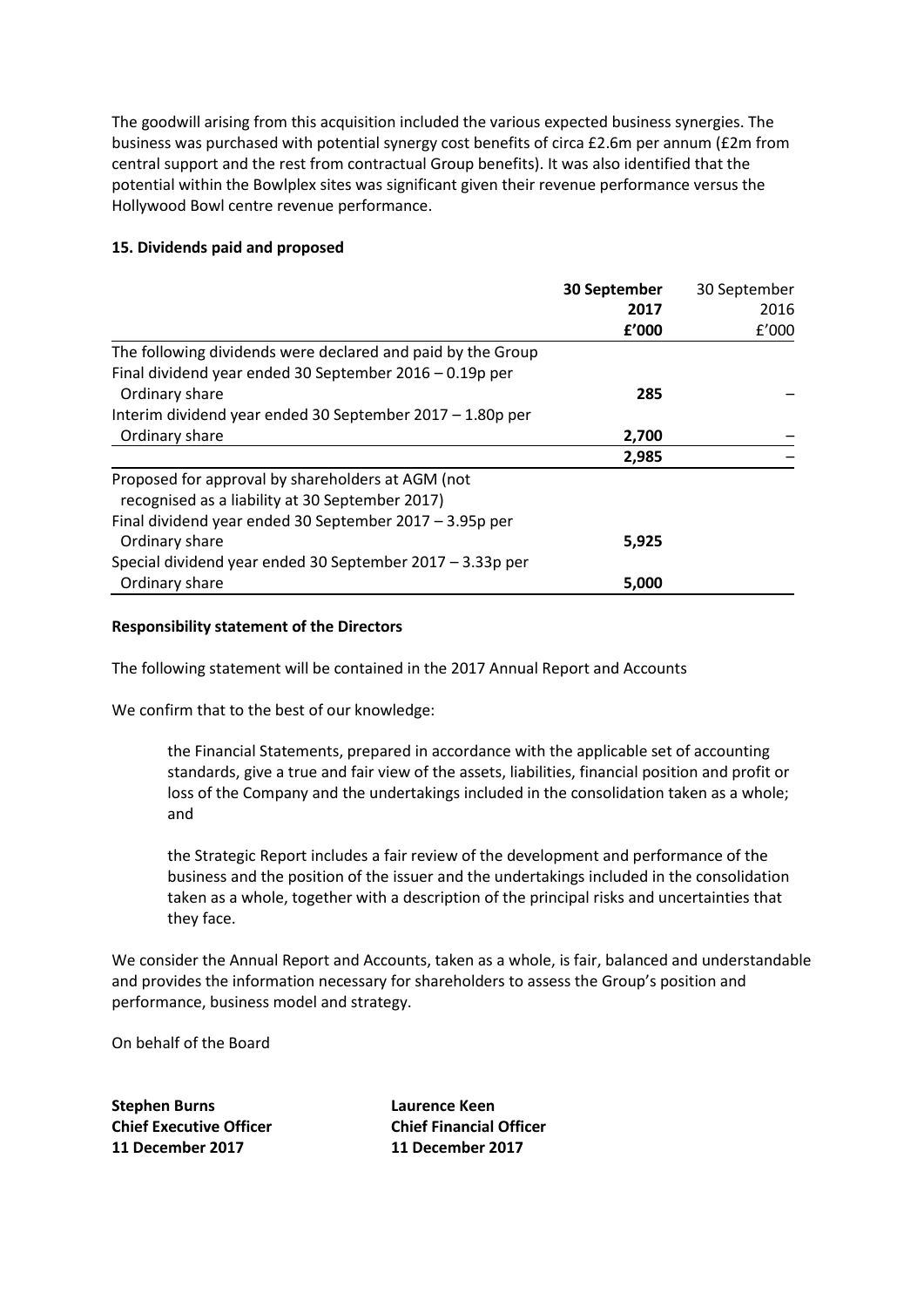The goodwill arising from this acquisition included the various expected business synergies. The business was purchased with potential synergy cost benefits of circa £2.6m per annum (£2m from central support and the rest from contractual Group benefits). It was also identified that the potential within the Bowlplex sites was significant given their revenue performance versus the Hollywood Bowl centre revenue performance.

**15. Dividends paid and proposed**

| | **30 September 2017 £'000** | 30 September 2016 £'000 |
|---|---|---|
| The following dividends were declared and paid by the Group | | |
| Final dividend year ended 30 September 2016 – 0.19p per Ordinary share | **285** | – |
| Interim dividend year ended 30 September 2017 – 1.80p per Ordinary share | **2,700** | – |
| | **2,985** | – |
| Proposed for approval by shareholders at AGM (not recognised as a liability at 30 September 2017) | | |
| Final dividend year ended 30 September 2017 – 3.95p per Ordinary share | **5,925** | |
| Special dividend year ended 30 September 2017 – 3.33p per Ordinary share | **5,000** | |

**Responsibility statement of the Directors**

The following statement will be contained in the 2017 Annual Report and Accounts

We confirm that to the best of our knowledge:

> the Financial Statements, prepared in accordance with the applicable set of accounting standards, give a true and fair view of the assets, liabilities, financial position and profit or loss of the Company and the undertakings included in the consolidation taken as a whole; and
>
> the Strategic Report includes a fair review of the development and performance of the business and the position of the issuer and the undertakings included in the consolidation taken as a whole, together with a description of the principal risks and uncertainties that they face.

We consider the Annual Report and Accounts, taken as a whole, is fair, balanced and understandable and provides the information necessary for shareholders to assess the Group's position and performance, business model and strategy.

On behalf of the Board

**Stephen Burns**
**Chief Executive Officer**
**11 December 2017**

**Laurence Keen**
**Chief Financial Officer**
**11 December 2017**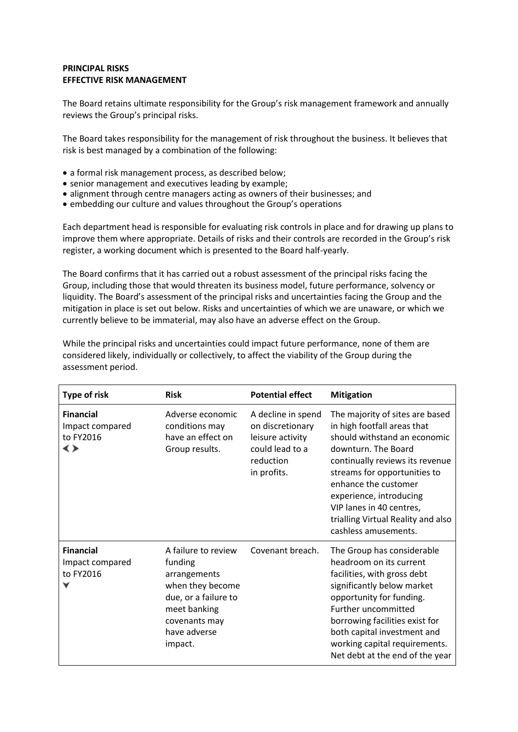**PRINCIPAL RISKS**
**EFFECTIVE RISK MANAGEMENT**

The Board retains ultimate responsibility for the Group's risk management framework and annually reviews the Group's principal risks.

The Board takes responsibility for the management of risk throughout the business. It believes that risk is best managed by a combination of the following:

- a formal risk management process, as described below;
- senior management and executives leading by example;
- alignment through centre managers acting as owners of their businesses; and
- embedding our culture and values throughout the Group's operations

Each department head is responsible for evaluating risk controls in place and for drawing up plans to improve them where appropriate. Details of risks and their controls are recorded in the Group's risk register, a working document which is presented to the Board half-yearly.

The Board confirms that it has carried out a robust assessment of the principal risks facing the Group, including those that would threaten its business model, future performance, solvency or liquidity. The Board's assessment of the principal risks and uncertainties facing the Group and the mitigation in place is set out below. Risks and uncertainties of which we are unaware, or which we currently believe to be immaterial, may also have an adverse effect on the Group.

While the principal risks and uncertainties could impact future performance, none of them are considered likely, individually or collectively, to affect the viability of the Group during the assessment period.

| Type of risk | Risk | Potential effect | Mitigation |
|---|---|---|---|
| **Financial** Impact compared to FY2016 ◀▶ | Adverse economic conditions may have an effect on Group results. | A decline in spend on discretionary leisure activity could lead to a reduction in profits. | The majority of sites are based in high footfall areas that should withstand an economic downturn. The Board continually reviews its revenue streams for opportunities to enhance the customer experience, introducing VIP lanes in 40 centres, trialling Virtual Reality and also cashless amusements. |
| **Financial** Impact compared to FY2016 ▼ | A failure to review funding arrangements when they become due, or a failure to meet banking covenants may have adverse impact. | Covenant breach. | The Group has considerable headroom on its current facilities, with gross debt significantly below market opportunity for funding. Further uncommitted borrowing facilities exist for both capital investment and working capital requirements. Net debt at the end of the year |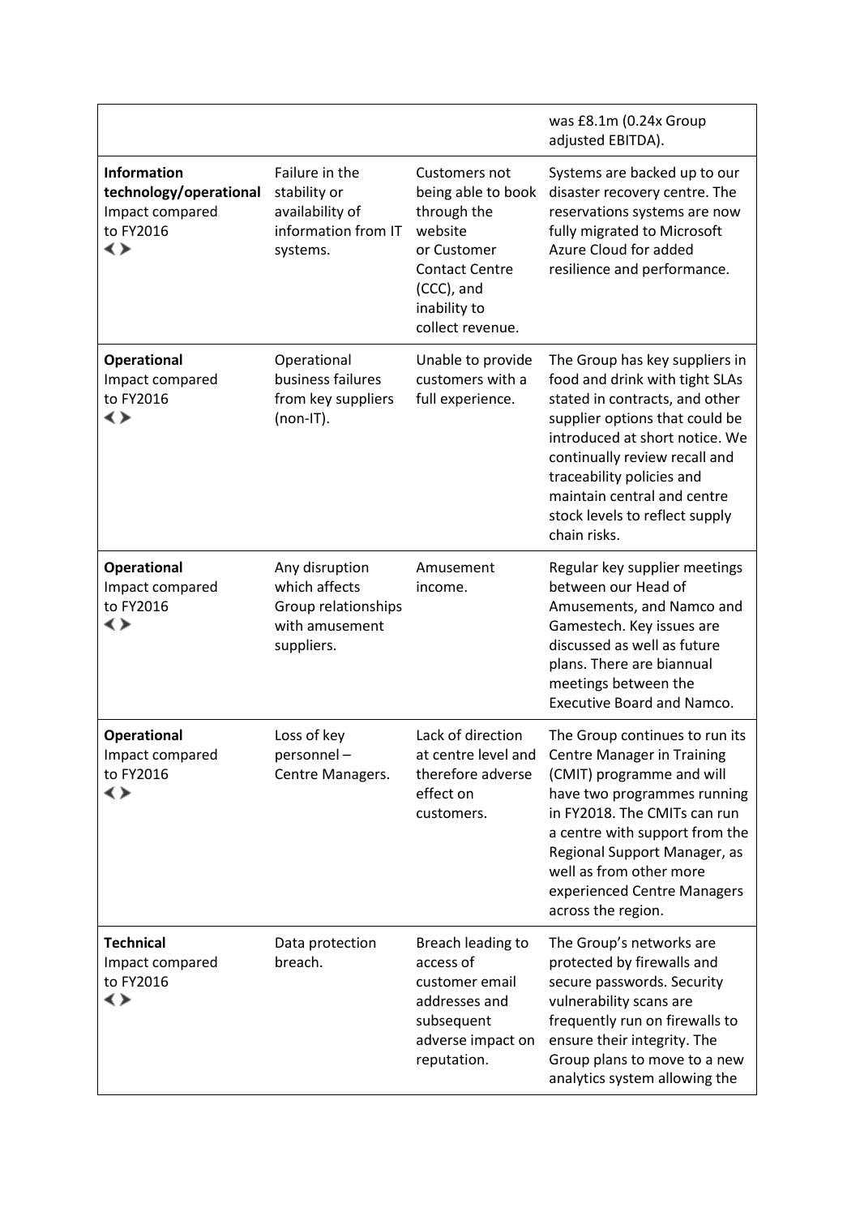| | | | |
|---|---|---|---|
| | | | was £8.1m (0.24x Group adjusted EBITDA). |
| **Information technology/operational** Impact compared to FY2016 ◀▶ | Failure in the stability or availability of information from IT systems. | Customers not being able to book through the website or Customer Contact Centre (CCC), and inability to collect revenue. | Systems are backed up to our disaster recovery centre. The reservations systems are now fully migrated to Microsoft Azure Cloud for added resilience and performance. |
| **Operational** Impact compared to FY2016 ◀▶ | Operational business failures from key suppliers (non-IT). | Unable to provide customers with a full experience. | The Group has key suppliers in food and drink with tight SLAs stated in contracts, and other supplier options that could be introduced at short notice. We continually review recall and traceability policies and maintain central and centre stock levels to reflect supply chain risks. |
| **Operational** Impact compared to FY2016 ◀▶ | Any disruption which affects Group relationships with amusement suppliers. | Amusement income. | Regular key supplier meetings between our Head of Amusements, and Namco and Gamestech. Key issues are discussed as well as future plans. There are biannual meetings between the Executive Board and Namco. |
| **Operational** Impact compared to FY2016 ◀▶ | Loss of key personnel – Centre Managers. | Lack of direction at centre level and therefore adverse effect on customers. | The Group continues to run its Centre Manager in Training (CMIT) programme and will have two programmes running in FY2018. The CMITs can run a centre with support from the Regional Support Manager, as well as from other more experienced Centre Managers across the region. |
| **Technical** Impact compared to FY2016 ◀▶ | Data protection breach. | Breach leading to access of customer email addresses and subsequent adverse impact on reputation. | The Group's networks are protected by firewalls and secure passwords. Security vulnerability scans are frequently run on firewalls to ensure their integrity. The Group plans to move to a new analytics system allowing the |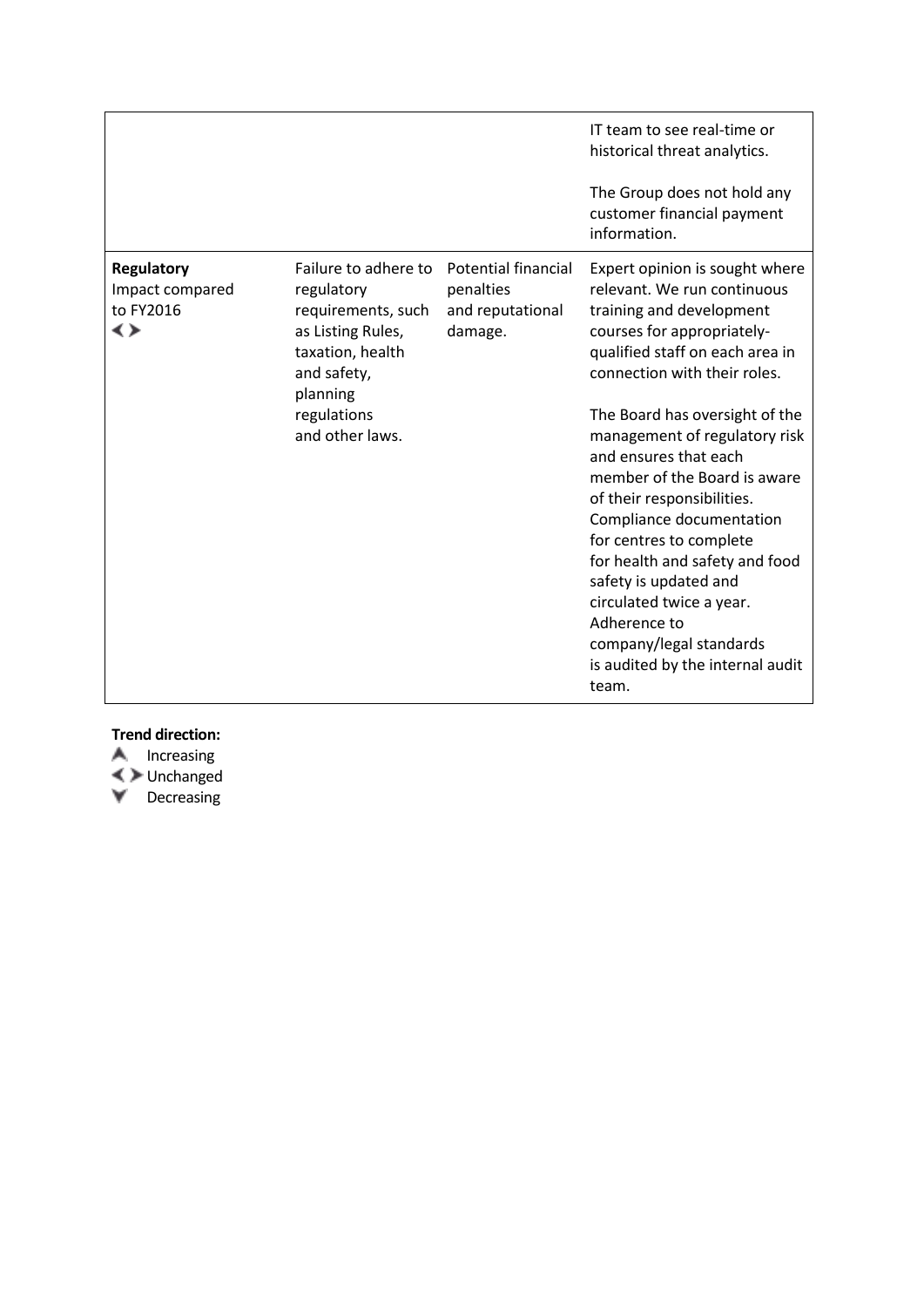| | | | |
|---|---|---|---|
| | | | IT team to see real-time or historical threat analytics.<br><br>The Group does not hold any customer financial payment information. |
| **Regulatory**<br>Impact compared to FY2016<br>◀▶ | Failure to adhere to regulatory requirements, such as Listing Rules, taxation, health and safety, planning regulations and other laws. | Potential financial penalties and reputational damage. | Expert opinion is sought where relevant. We run continuous training and development courses for appropriately-qualified staff on each area in connection with their roles.<br><br>The Board has oversight of the management of regulatory risk and ensures that each member of the Board is aware of their responsibilities. Compliance documentation for centres to complete for health and safety and food safety is updated and circulated twice a year. Adherence to company/legal standards is audited by the internal audit team. |

**Trend direction:**

▲ Increasing
◀▶ Unchanged
▼ Decreasing